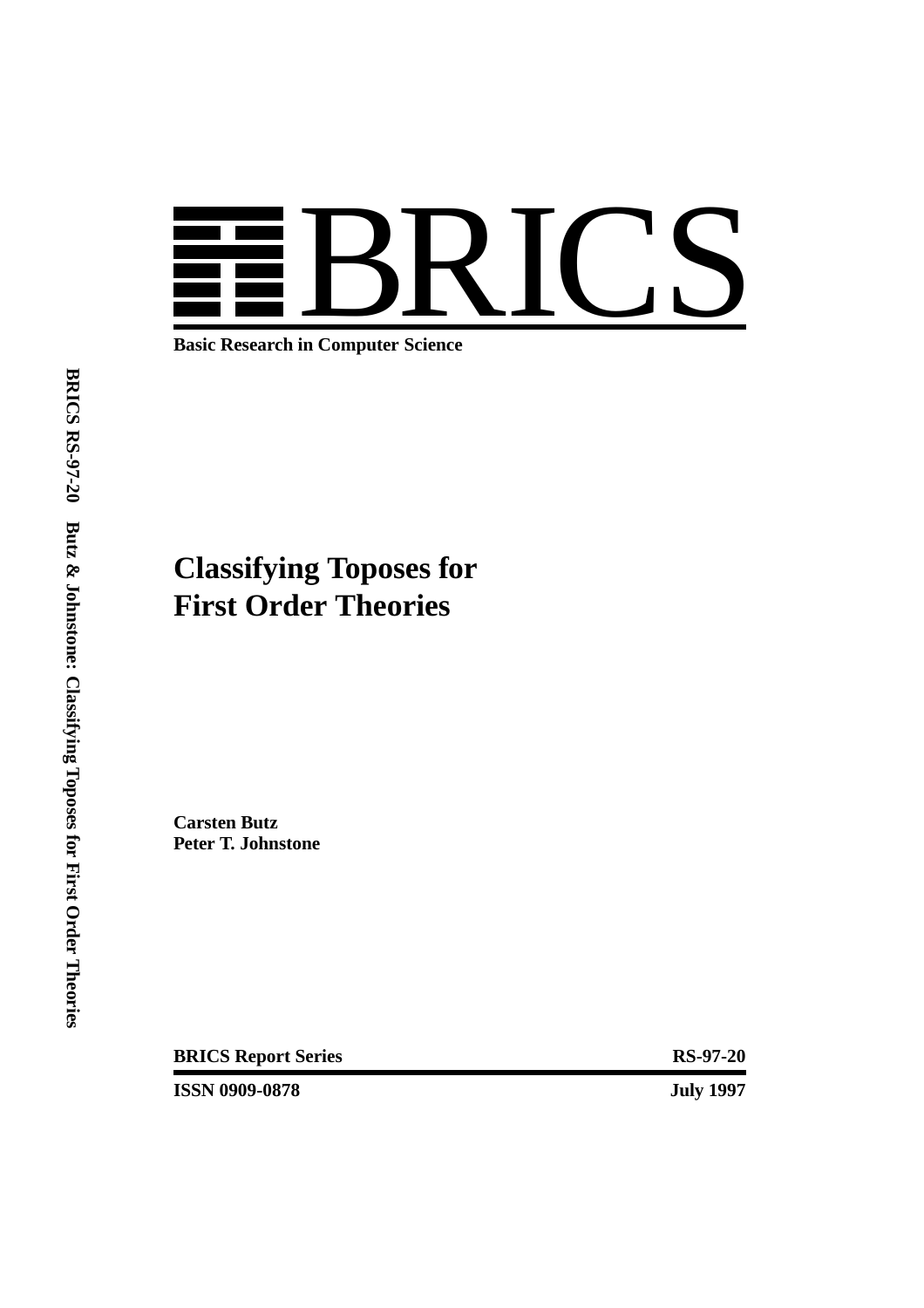# BRICS

**Basic Research in Computer Science**

# Classifying Toposes for First Order Theories

**Carsten Butz**
**Peter T. Johnstone**

**BRICS Report Series** **RS-97-20**

**ISSN 0909-0878** **July 1997**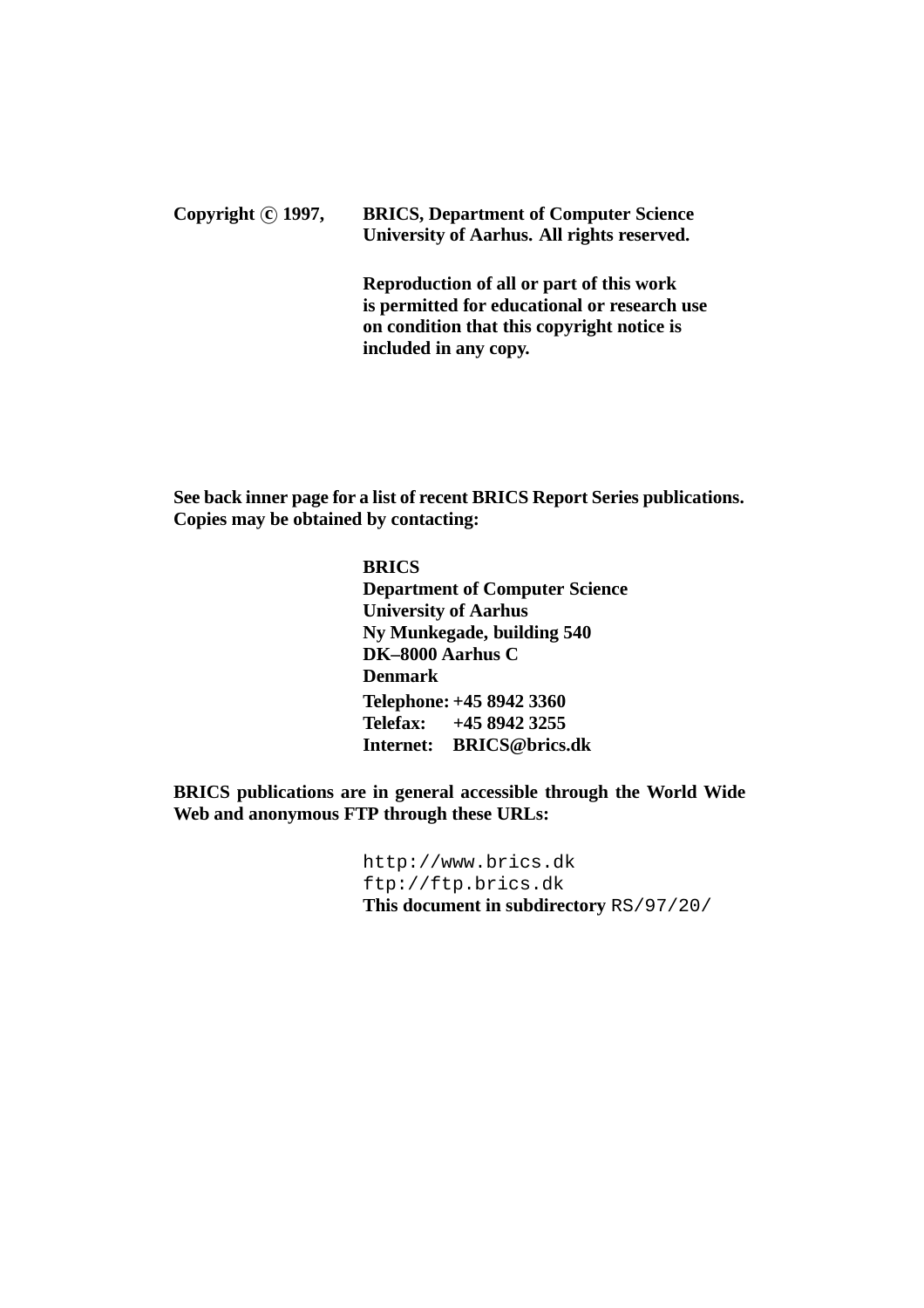**Copyright © 1997, BRICS, Department of Computer Science University of Aarhus. All rights reserved.**

**Reproduction of all or part of this work is permitted for educational or research use on condition that this copyright notice is included in any copy.**

**See back inner page for a list of recent BRICS Report Series publications. Copies may be obtained by contacting:**

**BRICS**
**Department of Computer Science**
**University of Aarhus**
**Ny Munkegade, building 540**
**DK–8000 Aarhus C**
**Denmark**
**Telephone: +45 8942 3360**
**Telefax: +45 8942 3255**
**Internet: BRICS@brics.dk**

**BRICS publications are in general accessible through the World Wide Web and anonymous FTP through these URLs:**

`http://www.brics.dk`
`ftp://ftp.brics.dk`
**This document in subdirectory** `RS/97/20/`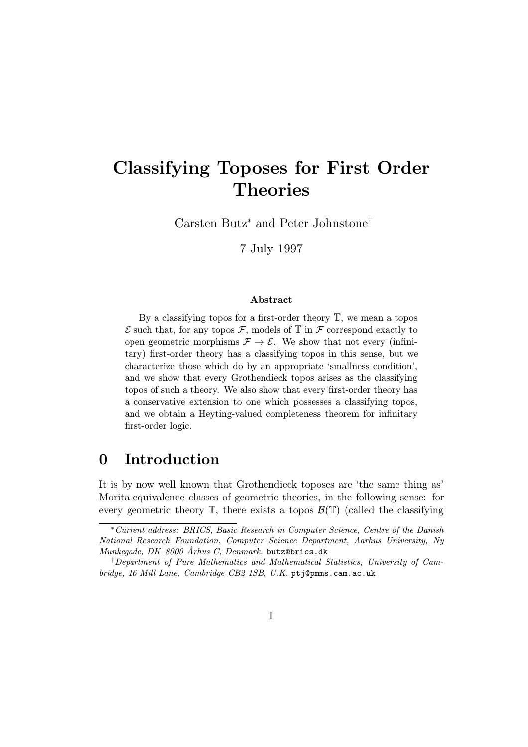# Classifying Toposes for First Order Theories

Carsten Butz[*] and Peter Johnstone[†]

7 July 1997

### Abstract

By a classifying topos for a first-order theory $\mathbb{T}$, we mean a topos $\mathcal{E}$ such that, for any topos $\mathcal{F}$, models of $\mathbb{T}$ in $\mathcal{F}$ correspond exactly to open geometric morphisms $\mathcal{F} \to \mathcal{E}$. We show that not every (infinitary) first-order theory has a classifying topos in this sense, but we characterize those which do by an appropriate 'smallness condition', and we show that every Grothendieck topos arises as the classifying topos of such a theory. We also show that every first-order theory has a conservative extension to one which possesses a classifying topos, and we obtain a Heyting-valued completeness theorem for infinitary first-order logic.

## 0 Introduction

It is by now well known that Grothendieck toposes are 'the same thing as' Morita-equivalence classes of geometric theories, in the following sense: for every geometric theory $\mathbb{T}$, there exists a topos $\mathcal{B}(\mathbb{T})$ (called the classifying

---

[*] *Current address: BRICS, Basic Research in Computer Science, Centre of the Danish National Research Foundation, Computer Science Department, Aarhus University, Ny Munkegade, DK–8000 Århus C, Denmark.* `butz@brics.dk`

[†] *Department of Pure Mathematics and Mathematical Statistics, University of Cambridge, 16 Mill Lane, Cambridge CB2 1SB, U.K.* `ptj@pmms.cam.ac.uk`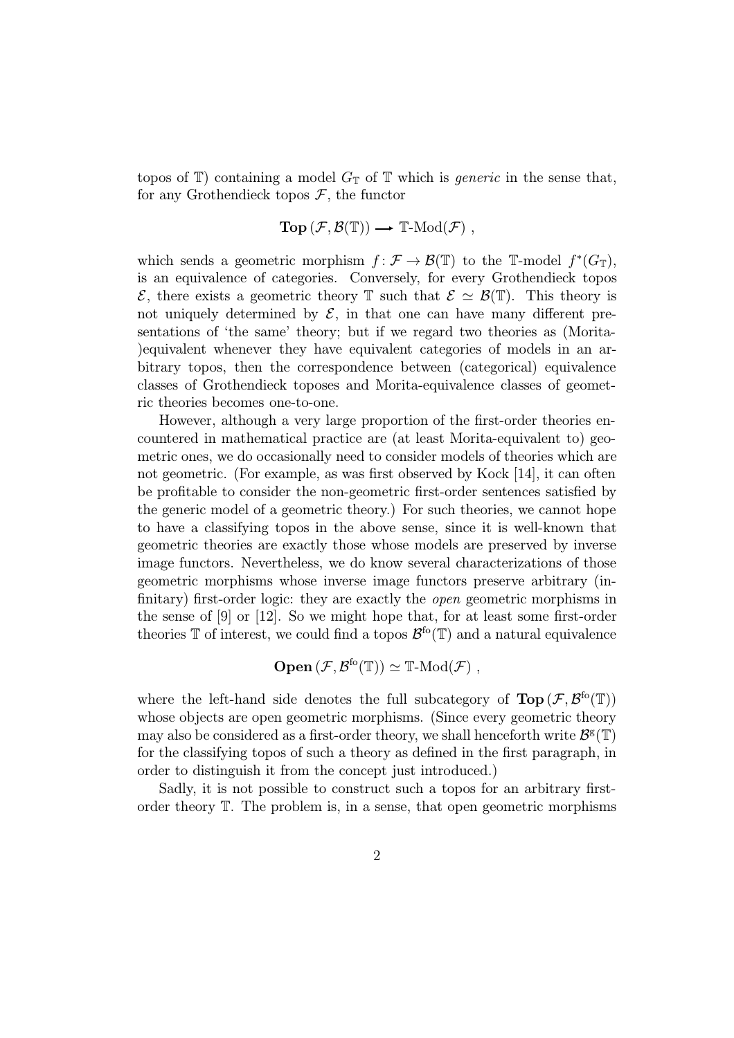topos of $\mathbb{T}$) containing a model $G_{\mathbb{T}}$ of $\mathbb{T}$ which is *generic* in the sense that, for any Grothendieck topos $\mathcal{F}$, the functor

$$\mathbf{Top}\,(\mathcal{F}, \mathcal{B}(\mathbb{T})) \longrightarrow \mathbb{T}\text{-Mod}(\mathcal{F}) \ ,$$

which sends a geometric morphism $f : \mathcal{F} \to \mathcal{B}(\mathbb{T})$ to the $\mathbb{T}$-model $f^*(G_{\mathbb{T}})$, is an equivalence of categories. Conversely, for every Grothendieck topos $\mathcal{E}$, there exists a geometric theory $\mathbb{T}$ such that $\mathcal{E} \simeq \mathcal{B}(\mathbb{T})$. This theory is not uniquely determined by $\mathcal{E}$, in that one can have many different presentations of 'the same' theory; but if we regard two theories as (Morita-)equivalent whenever they have equivalent categories of models in an arbitrary topos, then the correspondence between (categorical) equivalence classes of Grothendieck toposes and Morita-equivalence classes of geometric theories becomes one-to-one.

However, although a very large proportion of the first-order theories encountered in mathematical practice are (at least Morita-equivalent to) geometric ones, we do occasionally need to consider models of theories which are not geometric. (For example, as was first observed by Kock [14], it can often be profitable to consider the non-geometric first-order sentences satisfied by the generic model of a geometric theory.) For such theories, we cannot hope to have a classifying topos in the above sense, since it is well-known that geometric theories are exactly those whose models are preserved by inverse image functors. Nevertheless, we do know several characterizations of those geometric morphisms whose inverse image functors preserve arbitrary (infinitary) first-order logic: they are exactly the *open* geometric morphisms in the sense of [9] or [12]. So we might hope that, for at least some first-order theories $\mathbb{T}$ of interest, we could find a topos $\mathcal{B}^{\text{fo}}(\mathbb{T})$ and a natural equivalence

$$\mathbf{Open}\,(\mathcal{F}, \mathcal{B}^{\text{fo}}(\mathbb{T})) \simeq \mathbb{T}\text{-Mod}(\mathcal{F}) \ ,$$

where the left-hand side denotes the full subcategory of $\mathbf{Top}\,(\mathcal{F}, \mathcal{B}^{\text{fo}}(\mathbb{T}))$ whose objects are open geometric morphisms. (Since every geometric theory may also be considered as a first-order theory, we shall henceforth write $\mathcal{B}^{\text{g}}(\mathbb{T})$ for the classifying topos of such a theory as defined in the first paragraph, in order to distinguish it from the concept just introduced.)

Sadly, it is not possible to construct such a topos for an arbitrary first-order theory $\mathbb{T}$. The problem is, in a sense, that open geometric morphisms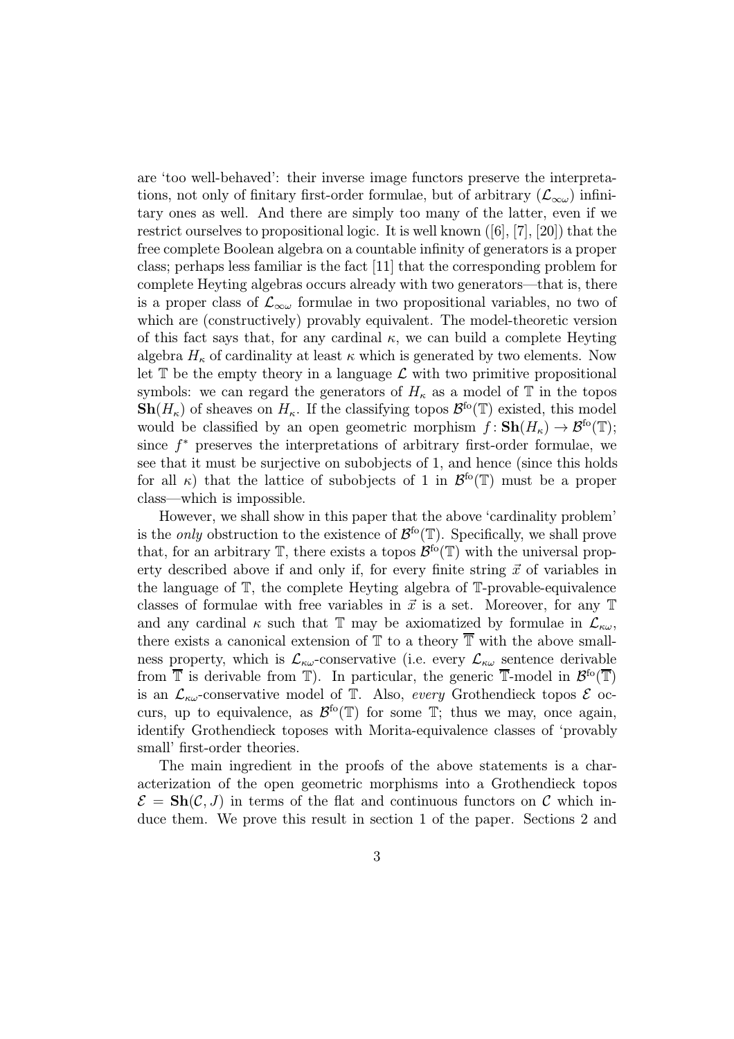are 'too well-behaved': their inverse image functors preserve the interpretations, not only of finitary first-order formulae, but of arbitrary ($\mathcal{L}_{\infty\omega}$) infinitary ones as well. And there are simply too many of the latter, even if we restrict ourselves to propositional logic. It is well known ([6], [7], [20]) that the free complete Boolean algebra on a countable infinity of generators is a proper class; perhaps less familiar is the fact [11] that the corresponding problem for complete Heyting algebras occurs already with two generators—that is, there is a proper class of $\mathcal{L}_{\infty\omega}$ formulae in two propositional variables, no two of which are (constructively) provably equivalent. The model-theoretic version of this fact says that, for any cardinal $\kappa$, we can build a complete Heyting algebra $H_\kappa$ of cardinality at least $\kappa$ which is generated by two elements. Now let $\mathbb{T}$ be the empty theory in a language $\mathcal{L}$ with two primitive propositional symbols: we can regard the generators of $H_\kappa$ as a model of $\mathbb{T}$ in the topos $\mathbf{Sh}(H_\kappa)$ of sheaves on $H_\kappa$. If the classifying topos $\mathcal{B}^{\text{fo}}(\mathbb{T})$ existed, this model would be classified by an open geometric morphism $f\colon \mathbf{Sh}(H_\kappa) \to \mathcal{B}^{\text{fo}}(\mathbb{T})$; since $f^*$ preserves the interpretations of arbitrary first-order formulae, we see that it must be surjective on subobjects of 1, and hence (since this holds for all $\kappa$) that the lattice of subobjects of 1 in $\mathcal{B}^{\text{fo}}(\mathbb{T})$ must be a proper class—which is impossible.

However, we shall show in this paper that the above 'cardinality problem' is the *only* obstruction to the existence of $\mathcal{B}^{\text{fo}}(\mathbb{T})$. Specifically, we shall prove that, for an arbitrary $\mathbb{T}$, there exists a topos $\mathcal{B}^{\text{fo}}(\mathbb{T})$ with the universal property described above if and only if, for every finite string $\vec{x}$ of variables in the language of $\mathbb{T}$, the complete Heyting algebra of $\mathbb{T}$-provable-equivalence classes of formulae with free variables in $\vec{x}$ is a set. Moreover, for any $\mathbb{T}$ and any cardinal $\kappa$ such that $\mathbb{T}$ may be axiomatized by formulae in $\mathcal{L}_{\kappa\omega}$, there exists a canonical extension of $\mathbb{T}$ to a theory $\overline{\mathbb{T}}$ with the above smallness property, which is $\mathcal{L}_{\kappa\omega}$-conservative (i.e. every $\mathcal{L}_{\kappa\omega}$ sentence derivable from $\overline{\mathbb{T}}$ is derivable from $\mathbb{T}$). In particular, the generic $\overline{\mathbb{T}}$-model in $\mathcal{B}^{\text{fo}}(\overline{\mathbb{T}})$ is an $\mathcal{L}_{\kappa\omega}$-conservative model of $\mathbb{T}$. Also, *every* Grothendieck topos $\mathcal{E}$ occurs, up to equivalence, as $\mathcal{B}^{\text{fo}}(\mathbb{T})$ for some $\mathbb{T}$; thus we may, once again, identify Grothendieck toposes with Morita-equivalence classes of 'provably small' first-order theories.

The main ingredient in the proofs of the above statements is a characterization of the open geometric morphisms into a Grothendieck topos $\mathcal{E} = \mathbf{Sh}(\mathcal{C}, J)$ in terms of the flat and continuous functors on $\mathcal{C}$ which induce them. We prove this result in section 1 of the paper. Sections 2 and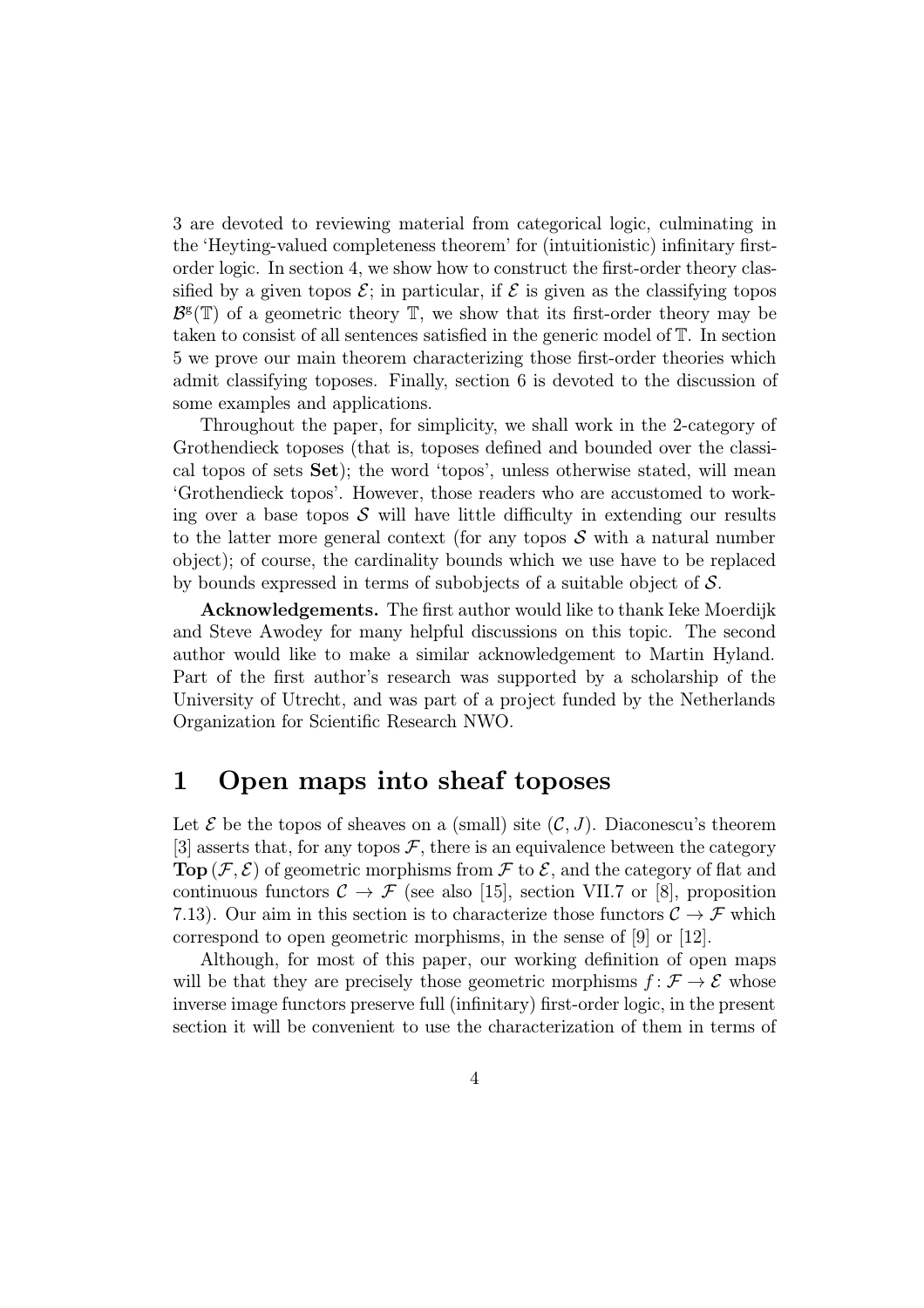3 are devoted to reviewing material from categorical logic, culminating in the 'Heyting-valued completeness theorem' for (intuitionistic) infinitary first-order logic. In section 4, we show how to construct the first-order theory classified by a given topos $\mathcal{E}$; in particular, if $\mathcal{E}$ is given as the classifying topos $\mathcal{B}^{\mathrm{g}}(\mathbb{T})$ of a geometric theory $\mathbb{T}$, we show that its first-order theory may be taken to consist of all sentences satisfied in the generic model of $\mathbb{T}$. In section 5 we prove our main theorem characterizing those first-order theories which admit classifying toposes. Finally, section 6 is devoted to the discussion of some examples and applications.

Throughout the paper, for simplicity, we shall work in the 2-category of Grothendieck toposes (that is, toposes defined and bounded over the classical topos of sets **Set**); the word 'topos', unless otherwise stated, will mean 'Grothendieck topos'. However, those readers who are accustomed to working over a base topos $\mathcal{S}$ will have little difficulty in extending our results to the latter more general context (for any topos $\mathcal{S}$ with a natural number object); of course, the cardinality bounds which we use have to be replaced by bounds expressed in terms of subobjects of a suitable object of $\mathcal{S}$.

**Acknowledgements.** The first author would like to thank Ieke Moerdijk and Steve Awodey for many helpful discussions on this topic. The second author would like to make a similar acknowledgement to Martin Hyland. Part of the first author's research was supported by a scholarship of the University of Utrecht, and was part of a project funded by the Netherlands Organization for Scientific Research NWO.

# 1 Open maps into sheaf toposes

Let $\mathcal{E}$ be the topos of sheaves on a (small) site $(\mathcal{C}, J)$. Diaconescu's theorem [3] asserts that, for any topos $\mathcal{F}$, there is an equivalence between the category $\mathbf{Top}\,(\mathcal{F}, \mathcal{E})$ of geometric morphisms from $\mathcal{F}$ to $\mathcal{E}$, and the category of flat and continuous functors $\mathcal{C} \to \mathcal{F}$ (see also [15], section VII.7 or [8], proposition 7.13). Our aim in this section is to characterize those functors $\mathcal{C} \to \mathcal{F}$ which correspond to open geometric morphisms, in the sense of [9] or [12].

Although, for most of this paper, our working definition of open maps will be that they are precisely those geometric morphisms $f\colon \mathcal{F} \to \mathcal{E}$ whose inverse image functors preserve full (infinitary) first-order logic, in the present section it will be convenient to use the characterization of them in terms of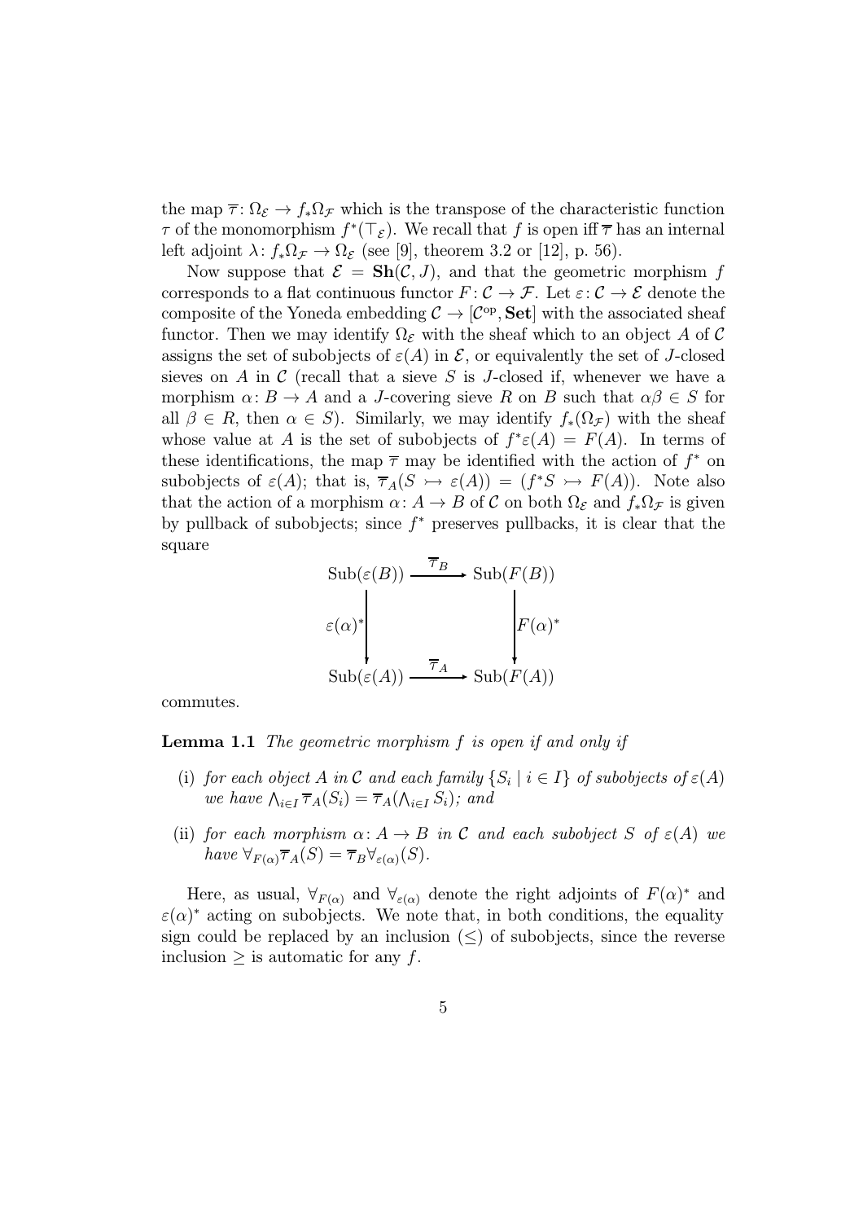the map $\overline{\tau}\colon \Omega_{\mathcal{E}} \to f_*\Omega_{\mathcal{F}}$ which is the transpose of the characteristic function $\tau$ of the monomorphism $f^*(\top_{\mathcal{E}})$. We recall that $f$ is open iff $\overline{\tau}$ has an internal left adjoint $\lambda\colon f_*\Omega_{\mathcal{F}} \to \Omega_{\mathcal{E}}$ (see [9], theorem 3.2 or [12], p. 56).

Now suppose that $\mathcal{E} = \mathbf{Sh}(\mathcal{C}, J)$, and that the geometric morphism $f$ corresponds to a flat continuous functor $F\colon \mathcal{C} \to \mathcal{F}$. Let $\varepsilon\colon \mathcal{C} \to \mathcal{E}$ denote the composite of the Yoneda embedding $\mathcal{C} \to [\mathcal{C}^{\mathrm{op}}, \mathbf{Set}]$ with the associated sheaf functor. Then we may identify $\Omega_{\mathcal{E}}$ with the sheaf which to an object $A$ of $\mathcal{C}$ assigns the set of subobjects of $\varepsilon(A)$ in $\mathcal{E}$, or equivalently the set of $J$-closed sieves on $A$ in $\mathcal{C}$ (recall that a sieve $S$ is $J$-closed if, whenever we have a morphism $\alpha\colon B \to A$ and a $J$-covering sieve $R$ on $B$ such that $\alpha\beta \in S$ for all $\beta \in R$, then $\alpha \in S$). Similarly, we may identify $f_*(\Omega_{\mathcal{F}})$ with the sheaf whose value at $A$ is the set of subobjects of $f^*\varepsilon(A) = F(A)$. In terms of these identifications, the map $\overline{\tau}$ may be identified with the action of $f^*$ on subobjects of $\varepsilon(A)$; that is, $\overline{\tau}_A(S \rightarrowtail \varepsilon(A)) = (f^*S \rightarrowtail F(A))$. Note also that the action of a morphism $\alpha\colon A \to B$ of $\mathcal{C}$ on both $\Omega_{\mathcal{E}}$ and $f_*\Omega_{\mathcal{F}}$ is given by pullback of subobjects; since $f^*$ preserves pullbacks, it is clear that the square

$$\begin{array}{ccc}
\mathrm{Sub}(\varepsilon(B)) & \xrightarrow{\overline{\tau}_B} & \mathrm{Sub}(F(B)) \\
\Big\downarrow{\scriptstyle \varepsilon(\alpha)^*} & & \Big\downarrow{\scriptstyle F(\alpha)^*} \\
\mathrm{Sub}(\varepsilon(A)) & \xrightarrow{\overline{\tau}_A} & \mathrm{Sub}(F(A))
\end{array}$$

commutes.

**Lemma 1.1** *The geometric morphism $f$ is open if and only if*

- (i) *for each object $A$ in $\mathcal{C}$ and each family $\{S_i \mid i \in I\}$ of subobjects of $\varepsilon(A)$ we have $\bigwedge_{i\in I} \overline{\tau}_A(S_i) = \overline{\tau}_A(\bigwedge_{i\in I} S_i)$; and*
- (ii) *for each morphism $\alpha\colon A \to B$ in $\mathcal{C}$ and each subobject $S$ of $\varepsilon(A)$ we have $\forall_{F(\alpha)}\overline{\tau}_A(S) = \overline{\tau}_B\forall_{\varepsilon(\alpha)}(S)$.*

Here, as usual, $\forall_{F(\alpha)}$ and $\forall_{\varepsilon(\alpha)}$ denote the right adjoints of $F(\alpha)^*$ and $\varepsilon(\alpha)^*$ acting on subobjects. We note that, in both conditions, the equality sign could be replaced by an inclusion ($\leq$) of subobjects, since the reverse inclusion $\geq$ is automatic for any $f$.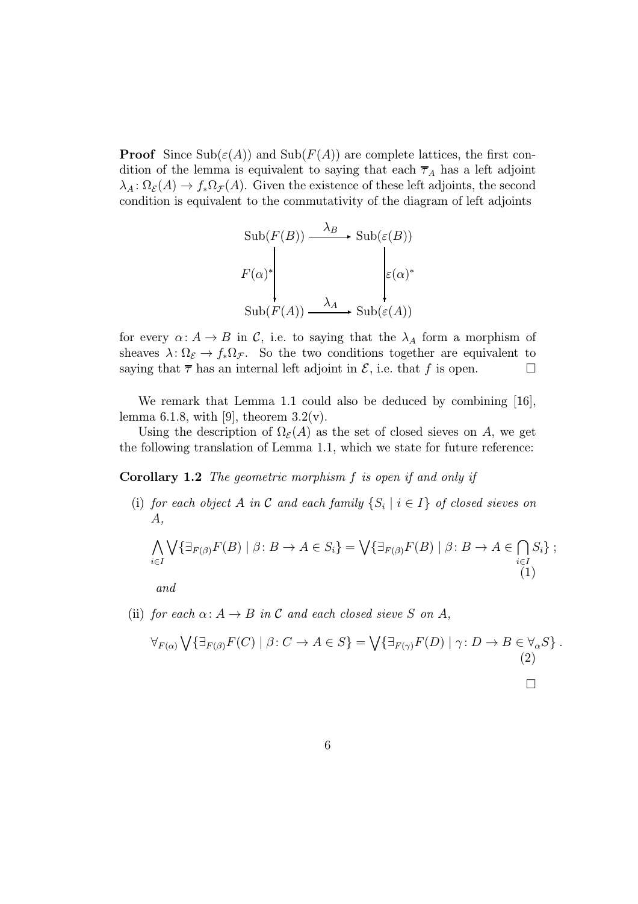**Proof** Since $\mathrm{Sub}(\varepsilon(A))$ and $\mathrm{Sub}(F(A))$ are complete lattices, the first condition of the lemma is equivalent to saying that each $\overline{\tau}_A$ has a left adjoint $\lambda_A \colon \Omega_{\mathcal{E}}(A) \to f_*\Omega_{\mathcal{F}}(A)$. Given the existence of these left adjoints, the second condition is equivalent to the commutativity of the diagram of left adjoints

$$
\begin{array}{ccc}
\mathrm{Sub}(F(B)) & \xrightarrow{\lambda_B} & \mathrm{Sub}(\varepsilon(B)) \\
\Big\downarrow{\scriptstyle F(\alpha)^*} & & \Big\downarrow{\scriptstyle \varepsilon(\alpha)^*} \\
\mathrm{Sub}(F(A)) & \xrightarrow{\lambda_A} & \mathrm{Sub}(\varepsilon(A))
\end{array}
$$

for every $\alpha \colon A \to B$ in $\mathcal{C}$, i.e. to saying that the $\lambda_A$ form a morphism of sheaves $\lambda \colon \Omega_{\mathcal{E}} \to f_*\Omega_{\mathcal{F}}$. So the two conditions together are equivalent to saying that $\overline{\tau}$ has an internal left adjoint in $\mathcal{E}$, i.e. that $f$ is open. $\square$

We remark that Lemma 1.1 could also be deduced by combining [16], lemma 6.1.8, with [9], theorem 3.2(v).

Using the description of $\Omega_{\mathcal{E}}(A)$ as the set of closed sieves on $A$, we get the following translation of Lemma 1.1, which we state for future reference:

**Corollary 1.2** *The geometric morphism $f$ is open if and only if*

(i) *for each object $A$ in $\mathcal{C}$ and each family $\{S_i \mid i \in I\}$ of closed sieves on $A$,*

$$
\bigwedge_{i \in I} \bigvee \{\exists_{F(\beta)} F(B) \mid \beta \colon B \to A \in S_i\} = \bigvee \{\exists_{F(\beta)} F(B) \mid \beta \colon B \to A \in \bigcap_{i \in I} S_i\}\,; \tag{1}
$$

*and*

(ii) *for each $\alpha \colon A \to B$ in $\mathcal{C}$ and each closed sieve $S$ on $A$,*

$$
\forall_{F(\alpha)} \bigvee \{\exists_{F(\beta)} F(C) \mid \beta \colon C \to A \in S\} = \bigvee \{\exists_{F(\gamma)} F(D) \mid \gamma \colon D \to B \in \forall_\alpha S\}\,. \tag{2}
$$

$\square$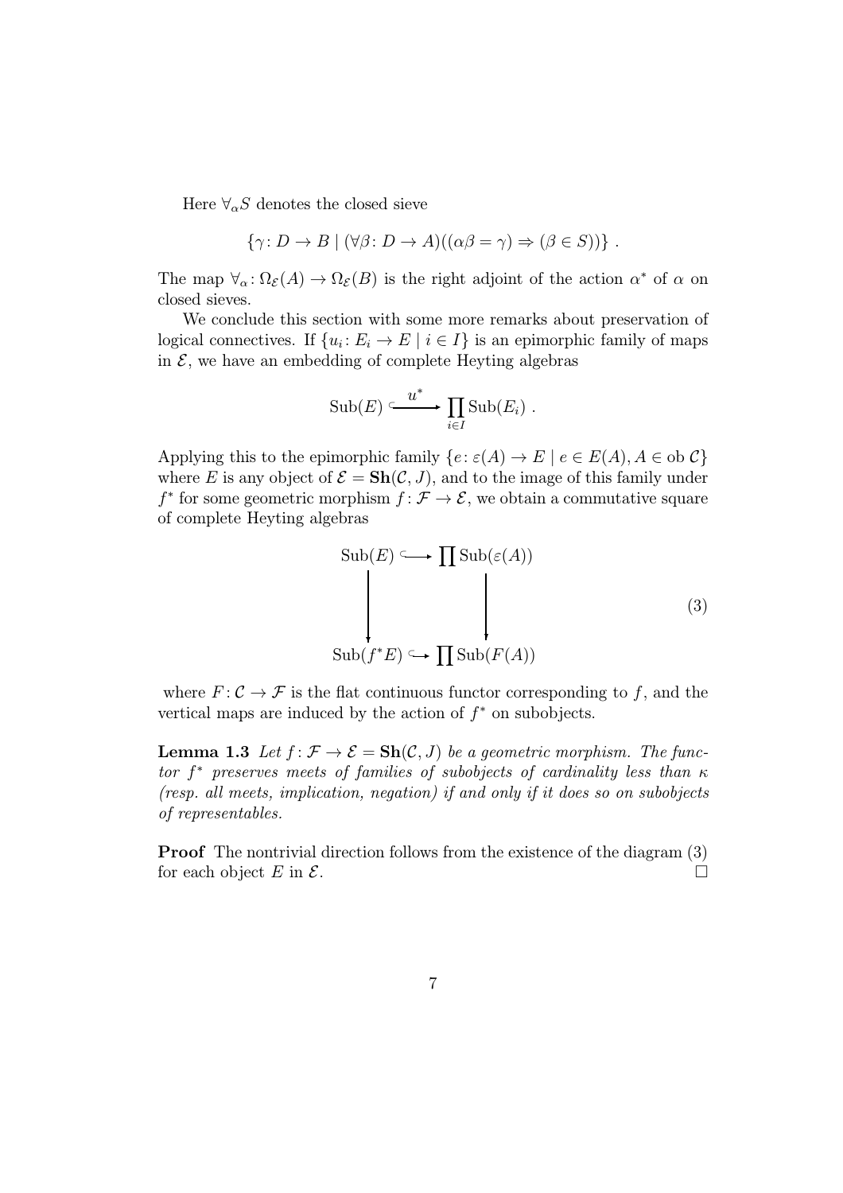Here $\forall_\alpha S$ denotes the closed sieve

$$\{\gamma\colon D \to B \mid (\forall \beta\colon D \to A)((\alpha\beta = \gamma) \Rightarrow (\beta \in S))\} \ .$$

The map $\forall_\alpha\colon \Omega_{\mathcal{E}}(A) \to \Omega_{\mathcal{E}}(B)$ is the right adjoint of the action $\alpha^*$ of $\alpha$ on closed sieves.

We conclude this section with some more remarks about preservation of logical connectives. If $\{u_i\colon E_i \to E \mid i \in I\}$ is an epimorphic family of maps in $\mathcal{E}$, we have an embedding of complete Heyting algebras

$$\mathrm{Sub}(E) \xhookrightarrow{\ u^*\ } \prod_{i\in I} \mathrm{Sub}(E_i) \ .$$

Applying this to the epimorphic family $\{e\colon \varepsilon(A) \to E \mid e \in E(A), A \in \mathrm{ob}\, \mathcal{C}\}$ where $E$ is any object of $\mathcal{E} = \mathbf{Sh}(\mathcal{C}, J)$, and to the image of this family under $f^*$ for some geometric morphism $f\colon \mathcal{F} \to \mathcal{E}$, we obtain a commutative square of complete Heyting algebras

$$\begin{array}{ccc} \mathrm{Sub}(E) & \hookrightarrow & \prod \mathrm{Sub}(\varepsilon(A)) \\ \downarrow & & \downarrow \\ \mathrm{Sub}(f^*E) & \hookrightarrow & \prod \mathrm{Sub}(F(A)) \end{array} \qquad (3)$$

where $F\colon \mathcal{C} \to \mathcal{F}$ is the flat continuous functor corresponding to $f$, and the vertical maps are induced by the action of $f^*$ on subobjects.

**Lemma 1.3** *Let $f\colon \mathcal{F} \to \mathcal{E} = \mathbf{Sh}(\mathcal{C}, J)$ be a geometric morphism. The functor $f^*$ preserves meets of families of subobjects of cardinality less than $\kappa$ (resp. all meets, implication, negation) if and only if it does so on subobjects of representables.*

**Proof** The nontrivial direction follows from the existence of the diagram (3) for each object $E$ in $\mathcal{E}$. $\square$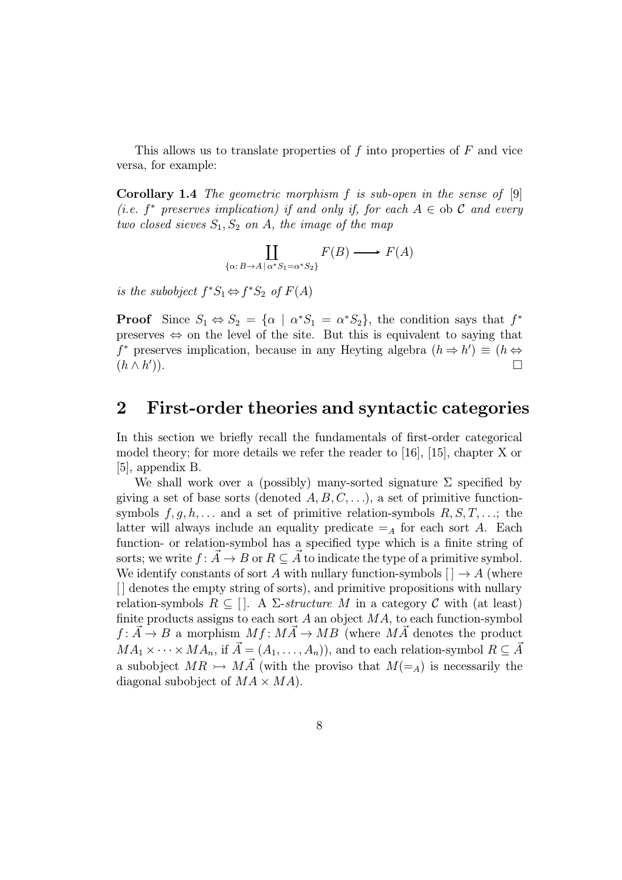This allows us to translate properties of $f$ into properties of $F$ and vice versa, for example:

**Corollary 1.4** *The geometric morphism $f$ is sub-open in the sense of [9] (i.e. $f^*$ preserves implication) if and only if, for each $A \in \text{ob } \mathcal{C}$ and every two closed sieves $S_1, S_2$ on $A$, the image of the map*

$$\coprod_{\{\alpha : B \to A \mid \alpha^* S_1 = \alpha^* S_2\}} F(B) \longrightarrow F(A)$$

*is the subobject $f^* S_1 \Leftrightarrow f^* S_2$ of $F(A)$*

**Proof** Since $S_1 \Leftrightarrow S_2 = \{\alpha \mid \alpha^* S_1 = \alpha^* S_2\}$, the condition says that $f^*$ preserves $\Leftrightarrow$ on the level of the site. But this is equivalent to saying that $f^*$ preserves implication, because in any Heyting algebra $(h \Rightarrow h') \equiv (h \Leftrightarrow (h \wedge h'))$. □

## 2 First-order theories and syntactic categories

In this section we briefly recall the fundamentals of first-order categorical model theory; for more details we refer the reader to [16], [15], chapter X or [5], appendix B.

We shall work over a (possibly) many-sorted signature $\Sigma$ specified by giving a set of base sorts (denoted $A, B, C, \ldots$), a set of primitive function-symbols $f, g, h, \ldots$ and a set of primitive relation-symbols $R, S, T, \ldots$; the latter will always include an equality predicate $=_A$ for each sort $A$. Each function- or relation-symbol has a specified type which is a finite string of sorts; we write $f : \vec{A} \to B$ or $R \subseteq \vec{A}$ to indicate the type of a primitive symbol. We identify constants of sort $A$ with nullary function-symbols $[\,] \to A$ (where $[\,]$ denotes the empty string of sorts), and primitive propositions with nullary relation-symbols $R \subseteq [\,]$. A $\Sigma$-*structure* $M$ in a category $\mathcal{C}$ with (at least) finite products assigns to each sort $A$ an object $MA$, to each function-symbol $f : \vec{A} \to B$ a morphism $Mf : M\vec{A} \to MB$ (where $M\vec{A}$ denotes the product $MA_1 \times \cdots \times MA_n$, if $\vec{A} = (A_1, \ldots, A_n)$), and to each relation-symbol $R \subseteq \vec{A}$ a subobject $MR \rightarrowtail M\vec{A}$ (with the proviso that $M(=_A)$ is necessarily the diagonal subobject of $MA \times MA$).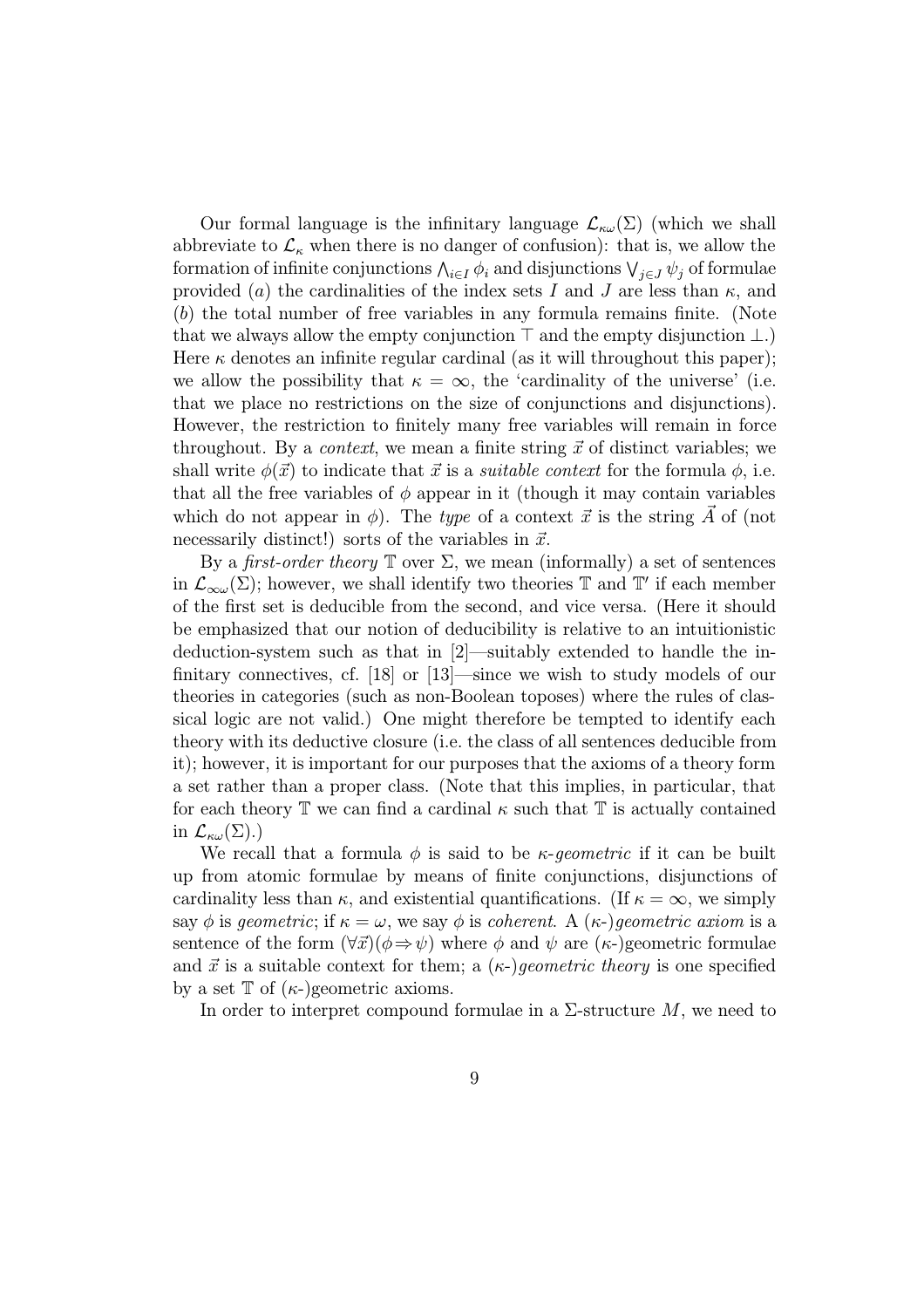Our formal language is the infinitary language $\mathcal{L}_{\kappa\omega}(\Sigma)$ (which we shall abbreviate to $\mathcal{L}_\kappa$ when there is no danger of confusion): that is, we allow the formation of infinite conjunctions $\bigwedge_{i\in I}\phi_i$ and disjunctions $\bigvee_{j\in J}\psi_j$ of formulae provided ($a$) the cardinalities of the index sets $I$ and $J$ are less than $\kappa$, and ($b$) the total number of free variables in any formula remains finite. (Note that we always allow the empty conjunction $\top$ and the empty disjunction $\bot$.) Here $\kappa$ denotes an infinite regular cardinal (as it will throughout this paper); we allow the possibility that $\kappa = \infty$, the 'cardinality of the universe' (i.e. that we place no restrictions on the size of conjunctions and disjunctions). However, the restriction to finitely many free variables will remain in force throughout. By a *context*, we mean a finite string $\vec{x}$ of distinct variables; we shall write $\phi(\vec{x})$ to indicate that $\vec{x}$ is a *suitable context* for the formula $\phi$, i.e. that all the free variables of $\phi$ appear in it (though it may contain variables which do not appear in $\phi$). The *type* of a context $\vec{x}$ is the string $\vec{A}$ of (not necessarily distinct!) sorts of the variables in $\vec{x}$.

By a *first-order theory* $\mathbb{T}$ over $\Sigma$, we mean (informally) a set of sentences in $\mathcal{L}_{\infty\omega}(\Sigma)$; however, we shall identify two theories $\mathbb{T}$ and $\mathbb{T}'$ if each member of the first set is deducible from the second, and vice versa. (Here it should be emphasized that our notion of deducibility is relative to an intuitionistic deduction-system such as that in [2]—suitably extended to handle the infinitary connectives, cf. [18] or [13]—since we wish to study models of our theories in categories (such as non-Boolean toposes) where the rules of classical logic are not valid.) One might therefore be tempted to identify each theory with its deductive closure (i.e. the class of all sentences deducible from it); however, it is important for our purposes that the axioms of a theory form a set rather than a proper class. (Note that this implies, in particular, that for each theory $\mathbb{T}$ we can find a cardinal $\kappa$ such that $\mathbb{T}$ is actually contained in $\mathcal{L}_{\kappa\omega}(\Sigma)$.)

We recall that a formula $\phi$ is said to be *$\kappa$-geometric* if it can be built up from atomic formulae by means of finite conjunctions, disjunctions of cardinality less than $\kappa$, and existential quantifications. (If $\kappa = \infty$, we simply say $\phi$ is *geometric*; if $\kappa = \omega$, we say $\phi$ is *coherent*. A ($\kappa$-)*geometric axiom* is a sentence of the form $(\forall\vec{x})(\phi \Rightarrow \psi)$ where $\phi$ and $\psi$ are ($\kappa$-)geometric formulae and $\vec{x}$ is a suitable context for them; a ($\kappa$-)*geometric theory* is one specified by a set $\mathbb{T}$ of ($\kappa$-)geometric axioms.

In order to interpret compound formulae in a $\Sigma$-structure $M$, we need to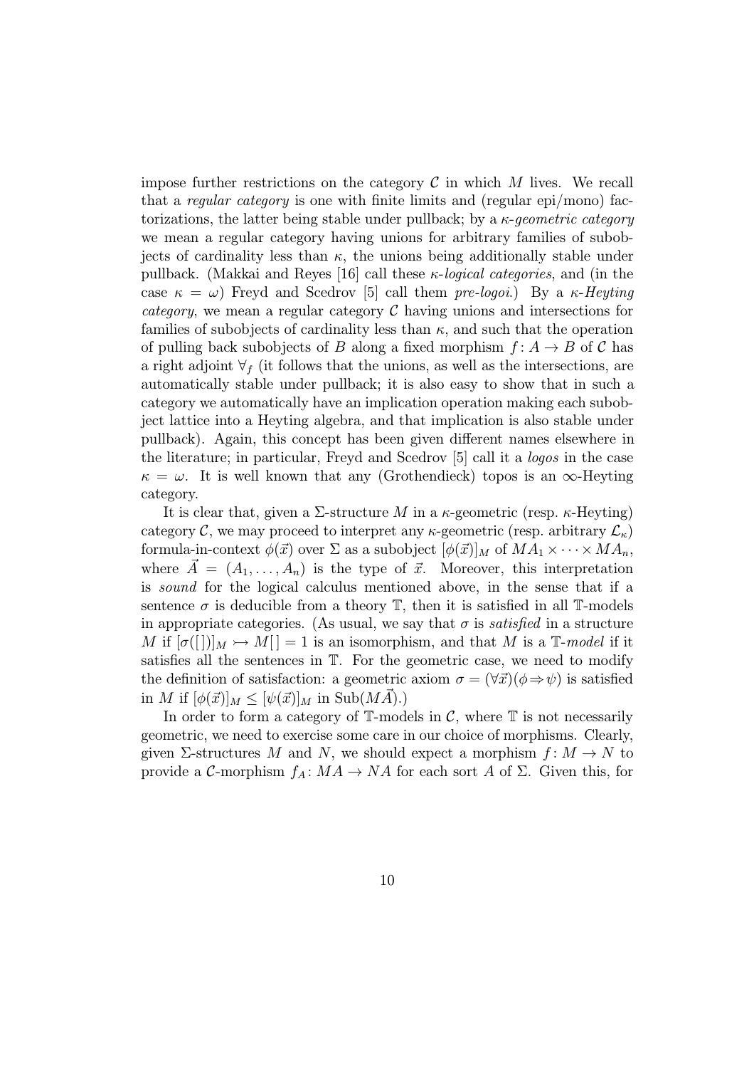impose further restrictions on the category $\mathcal{C}$ in which $M$ lives. We recall that a *regular category* is one with finite limits and (regular epi/mono) factorizations, the latter being stable under pullback; by a *$\kappa$-geometric category* we mean a regular category having unions for arbitrary families of subobjects of cardinality less than $\kappa$, the unions being additionally stable under pullback. (Makkai and Reyes [16] call these *$\kappa$-logical categories*, and (in the case $\kappa = \omega$) Freyd and Scedrov [5] call them *pre-logoi*.) By a *$\kappa$-Heyting category*, we mean a regular category $\mathcal{C}$ having unions and intersections for families of subobjects of cardinality less than $\kappa$, and such that the operation of pulling back subobjects of $B$ along a fixed morphism $f : A \to B$ of $\mathcal{C}$ has a right adjoint $\forall_f$ (it follows that the unions, as well as the intersections, are automatically stable under pullback; it is also easy to show that in such a category we automatically have an implication operation making each subobject lattice into a Heyting algebra, and that implication is also stable under pullback). Again, this concept has been given different names elsewhere in the literature; in particular, Freyd and Scedrov [5] call it a *logos* in the case $\kappa = \omega$. It is well known that any (Grothendieck) topos is an $\infty$-Heyting category.

It is clear that, given a $\Sigma$-structure $M$ in a $\kappa$-geometric (resp. $\kappa$-Heyting) category $\mathcal{C}$, we may proceed to interpret any $\kappa$-geometric (resp. arbitrary $\mathcal{L}_\kappa$) formula-in-context $\phi(\vec{x})$ over $\Sigma$ as a subobject $[\phi(\vec{x})]_M$ of $MA_1 \times \cdots \times MA_n$, where $\vec{A} = (A_1, \ldots, A_n)$ is the type of $\vec{x}$. Moreover, this interpretation is *sound* for the logical calculus mentioned above, in the sense that if a sentence $\sigma$ is deducible from a theory $\mathbb{T}$, then it is satisfied in all $\mathbb{T}$-models in appropriate categories. (As usual, we say that $\sigma$ is *satisfied* in a structure $M$ if $[\sigma([\,])]_M \rightarrowtail M[\,] = 1$ is an isomorphism, and that $M$ is a $\mathbb{T}$-*model* if it satisfies all the sentences in $\mathbb{T}$. For the geometric case, we need to modify the definition of satisfaction: a geometric axiom $\sigma = (\forall \vec{x})(\phi \Rightarrow \psi)$ is satisfied in $M$ if $[\phi(\vec{x})]_M \leq [\psi(\vec{x})]_M$ in $\mathrm{Sub}(M\vec{A})$.)

In order to form a category of $\mathbb{T}$-models in $\mathcal{C}$, where $\mathbb{T}$ is not necessarily geometric, we need to exercise some care in our choice of morphisms. Clearly, given $\Sigma$-structures $M$ and $N$, we should expect a morphism $f : M \to N$ to provide a $\mathcal{C}$-morphism $f_A : MA \to NA$ for each sort $A$ of $\Sigma$. Given this, for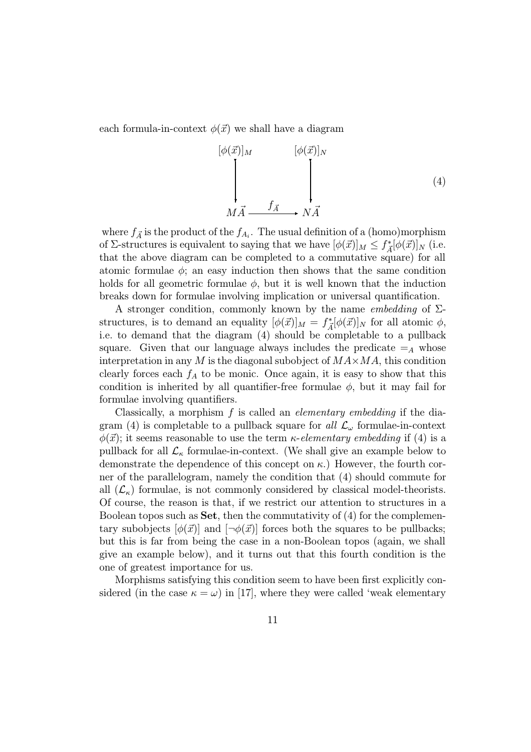each formula-in-context $\phi(\vec{x})$ we shall have a diagram

$$
\begin{array}{ccc}
[\phi(\vec{x})]_M & & [\phi(\vec{x})]_N \\
\big\downarrow & & \big\downarrow \\
M\vec{A} & \xrightarrow{\;f_{\vec{A}}\;} & N\vec{A}
\end{array}
\qquad (4)
$$

where $f_{\vec{A}}$ is the product of the $f_{A_i}$. The usual definition of a (homo)morphism of $\Sigma$-structures is equivalent to saying that we have $[\phi(\vec{x})]_M \leq f^*_{\vec{A}}[\phi(\vec{x})]_N$ (i.e. that the above diagram can be completed to a commutative square) for all atomic formulae $\phi$; an easy induction then shows that the same condition holds for all geometric formulae $\phi$, but it is well known that the induction breaks down for formulae involving implication or universal quantification.

A stronger condition, commonly known by the name *embedding* of $\Sigma$-structures, is to demand an equality $[\phi(\vec{x})]_M = f^*_{\vec{A}}[\phi(\vec{x})]_N$ for all atomic $\phi$, i.e. to demand that the diagram (4) should be completable to a pullback square. Given that our language always includes the predicate $=_A$ whose interpretation in any $M$ is the diagonal subobject of $MA \times MA$, this condition clearly forces each $f_A$ to be monic. Once again, it is easy to show that this condition is inherited by all quantifier-free formulae $\phi$, but it may fail for formulae involving quantifiers.

Classically, a morphism $f$ is called an *elementary embedding* if the diagram (4) is completable to a pullback square for *all* $\mathcal{L}_\omega$ formulae-in-context $\phi(\vec{x})$; it seems reasonable to use the term $\kappa$-*elementary embedding* if (4) is a pullback for all $\mathcal{L}_\kappa$ formulae-in-context. (We shall give an example below to demonstrate the dependence of this concept on $\kappa$.) However, the fourth corner of the parallelogram, namely the condition that (4) should commute for all ($\mathcal{L}_\kappa$) formulae, is not commonly considered by classical model-theorists. Of course, the reason is that, if we restrict our attention to structures in a Boolean topos such as **Set**, then the commutativity of (4) for the complementary subobjects $[\phi(\vec{x})]$ and $[\neg\phi(\vec{x})]$ forces both the squares to be pullbacks; but this is far from being the case in a non-Boolean topos (again, we shall give an example below), and it turns out that this fourth condition is the one of greatest importance for us.

Morphisms satisfying this condition seem to have been first explicitly considered (in the case $\kappa = \omega$) in [17], where they were called 'weak elementary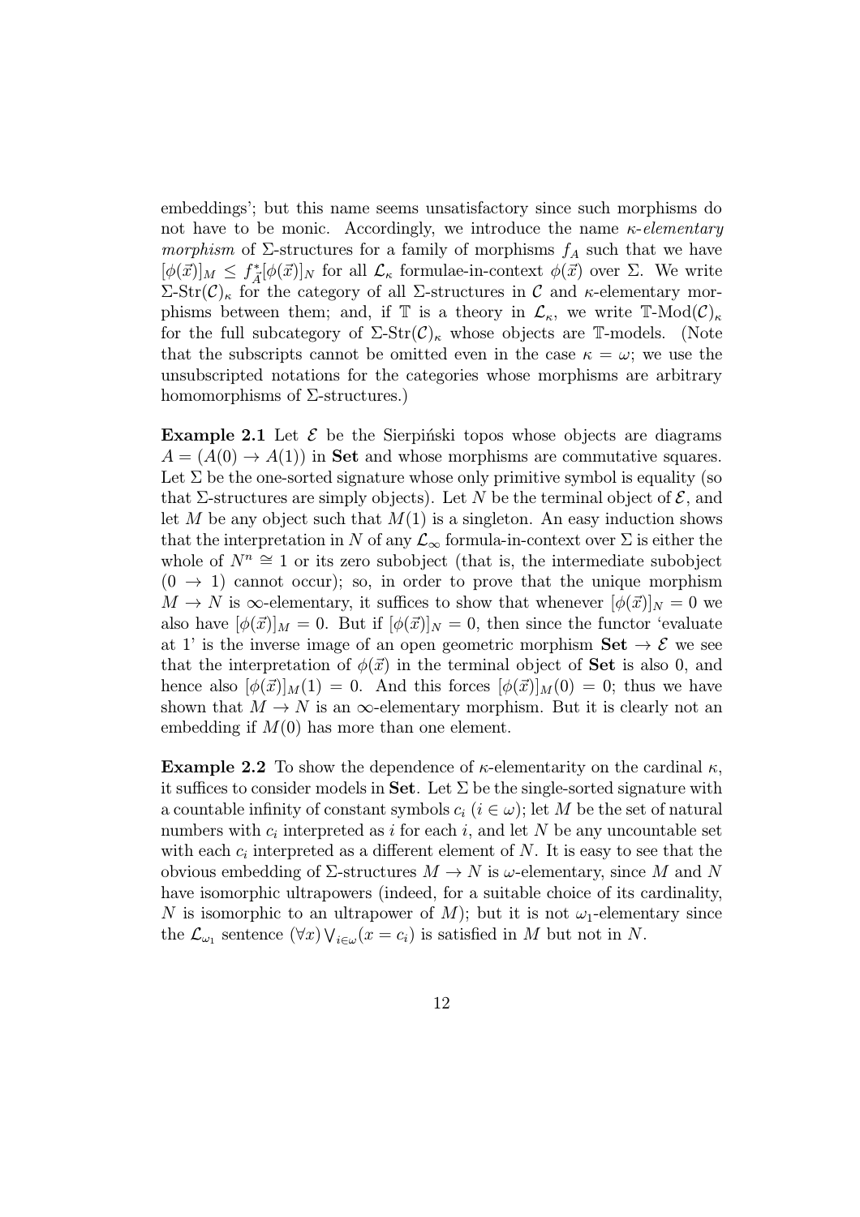embeddings'; but this name seems unsatisfactory since such morphisms do not have to be monic. Accordingly, we introduce the name *$\kappa$-elementary morphism* of $\Sigma$-structures for a family of morphisms $f_A$ such that we have $[\phi(\vec{x})]_M \leq f_{\vec{A}}^*[\phi(\vec{x})]_N$ for all $\mathcal{L}_\kappa$ formulae-in-context $\phi(\vec{x})$ over $\Sigma$. We write $\Sigma\text{-Str}(\mathcal{C})_\kappa$ for the category of all $\Sigma$-structures in $\mathcal{C}$ and $\kappa$-elementary morphisms between them; and, if $\mathbb{T}$ is a theory in $\mathcal{L}_\kappa$, we write $\mathbb{T}\text{-Mod}(\mathcal{C})_\kappa$ for the full subcategory of $\Sigma\text{-Str}(\mathcal{C})_\kappa$ whose objects are $\mathbb{T}$-models. (Note that the subscripts cannot be omitted even in the case $\kappa = \omega$; we use the unsubscripted notations for the categories whose morphisms are arbitrary homomorphisms of $\Sigma$-structures.)

**Example 2.1** Let $\mathcal{E}$ be the Sierpiński topos whose objects are diagrams $A = (A(0) \to A(1))$ in **Set** and whose morphisms are commutative squares. Let $\Sigma$ be the one-sorted signature whose only primitive symbol is equality (so that $\Sigma$-structures are simply objects). Let $N$ be the terminal object of $\mathcal{E}$, and let $M$ be any object such that $M(1)$ is a singleton. An easy induction shows that the interpretation in $N$ of any $\mathcal{L}_\infty$ formula-in-context over $\Sigma$ is either the whole of $N^n \cong 1$ or its zero subobject (that is, the intermediate subobject $(0 \to 1)$ cannot occur); so, in order to prove that the unique morphism $M \to N$ is $\infty$-elementary, it suffices to show that whenever $[\phi(\vec{x})]_N = 0$ we also have $[\phi(\vec{x})]_M = 0$. But if $[\phi(\vec{x})]_N = 0$, then since the functor 'evaluate at 1' is the inverse image of an open geometric morphism $\mathbf{Set} \to \mathcal{E}$ we see that the interpretation of $\phi(\vec{x})$ in the terminal object of **Set** is also 0, and hence also $[\phi(\vec{x})]_M(1) = 0$. And this forces $[\phi(\vec{x})]_M(0) = 0$; thus we have shown that $M \to N$ is an $\infty$-elementary morphism. But it is clearly not an embedding if $M(0)$ has more than one element.

**Example 2.2** To show the dependence of $\kappa$-elementarity on the cardinal $\kappa$, it suffices to consider models in **Set**. Let $\Sigma$ be the single-sorted signature with a countable infinity of constant symbols $c_i$ ($i \in \omega$); let $M$ be the set of natural numbers with $c_i$ interpreted as $i$ for each $i$, and let $N$ be any uncountable set with each $c_i$ interpreted as a different element of $N$. It is easy to see that the obvious embedding of $\Sigma$-structures $M \to N$ is $\omega$-elementary, since $M$ and $N$ have isomorphic ultrapowers (indeed, for a suitable choice of its cardinality, $N$ is isomorphic to an ultrapower of $M$); but it is not $\omega_1$-elementary since the $\mathcal{L}_{\omega_1}$ sentence $(\forall x)\bigvee_{i \in \omega}(x = c_i)$ is satisfied in $M$ but not in $N$.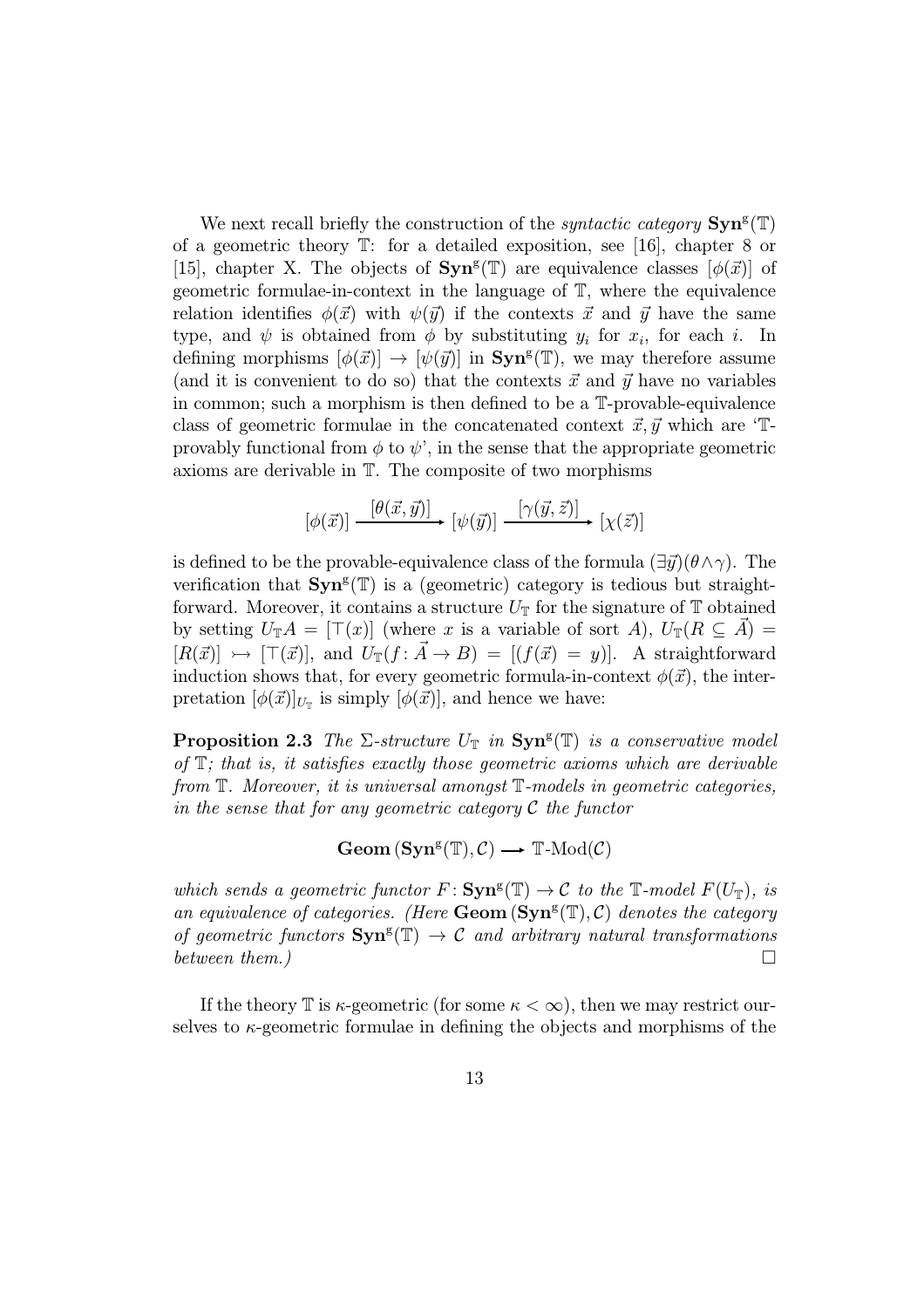We next recall briefly the construction of the *syntactic category* $\mathbf{Syn}^{\mathrm{g}}(\mathbb{T})$ of a geometric theory $\mathbb{T}$: for a detailed exposition, see [16], chapter 8 or [15], chapter X. The objects of $\mathbf{Syn}^{\mathrm{g}}(\mathbb{T})$ are equivalence classes $[\phi(\vec{x})]$ of geometric formulae-in-context in the language of $\mathbb{T}$, where the equivalence relation identifies $\phi(\vec{x})$ with $\psi(\vec{y})$ if the contexts $\vec{x}$ and $\vec{y}$ have the same type, and $\psi$ is obtained from $\phi$ by substituting $y_i$ for $x_i$, for each $i$. In defining morphisms $[\phi(\vec{x})] \to [\psi(\vec{y})]$ in $\mathbf{Syn}^{\mathrm{g}}(\mathbb{T})$, we may therefore assume (and it is convenient to do so) that the contexts $\vec{x}$ and $\vec{y}$ have no variables in common; such a morphism is then defined to be a $\mathbb{T}$-provable-equivalence class of geometric formulae in the concatenated context $\vec{x}, \vec{y}$ which are '$\mathbb{T}$-provably functional from $\phi$ to $\psi$', in the sense that the appropriate geometric axioms are derivable in $\mathbb{T}$. The composite of two morphisms

$$[\phi(\vec{x})] \xrightarrow{[\theta(\vec{x}, \vec{y})]} [\psi(\vec{y})] \xrightarrow{[\gamma(\vec{y}, \vec{z})]} [\chi(\vec{z})]$$

is defined to be the provable-equivalence class of the formula $(\exists \vec{y})(\theta \wedge \gamma)$. The verification that $\mathbf{Syn}^{\mathrm{g}}(\mathbb{T})$ is a (geometric) category is tedious but straightforward. Moreover, it contains a structure $U_{\mathbb{T}}$ for the signature of $\mathbb{T}$ obtained by setting $U_{\mathbb{T}}A = [\top(x)]$ (where $x$ is a variable of sort $A$), $U_{\mathbb{T}}(R \subseteq \vec{A}) = [R(\vec{x})] \rightarrowtail [\top(\vec{x})]$, and $U_{\mathbb{T}}(f \colon \vec{A} \to B) = [(f(\vec{x}) = y)]$. A straightforward induction shows that, for every geometric formula-in-context $\phi(\vec{x})$, the interpretation $[\phi(\vec{x})]_{U_{\mathbb{T}}}$ is simply $[\phi(\vec{x})]$, and hence we have:

**Proposition 2.3** *The $\Sigma$-structure $U_{\mathbb{T}}$ in $\mathbf{Syn}^{\mathrm{g}}(\mathbb{T})$ is a conservative model of $\mathbb{T}$; that is, it satisfies exactly those geometric axioms which are derivable from $\mathbb{T}$. Moreover, it is universal amongst $\mathbb{T}$-models in geometric categories, in the sense that for any geometric category $\mathcal{C}$ the functor*

$$\mathbf{Geom}\,(\mathbf{Syn}^{\mathrm{g}}(\mathbb{T}), \mathcal{C}) \longrightarrow \mathbb{T}\text{-Mod}(\mathcal{C})$$

*which sends a geometric functor $F \colon \mathbf{Syn}^{\mathrm{g}}(\mathbb{T}) \to \mathcal{C}$ to the $\mathbb{T}$-model $F(U_{\mathbb{T}})$, is an equivalence of categories. (Here $\mathbf{Geom}\,(\mathbf{Syn}^{\mathrm{g}}(\mathbb{T}), \mathcal{C})$ denotes the category of geometric functors $\mathbf{Syn}^{\mathrm{g}}(\mathbb{T}) \to \mathcal{C}$ and arbitrary natural transformations between them.)* $\square$

If the theory $\mathbb{T}$ is $\kappa$-geometric (for some $\kappa < \infty$), then we may restrict ourselves to $\kappa$-geometric formulae in defining the objects and morphisms of the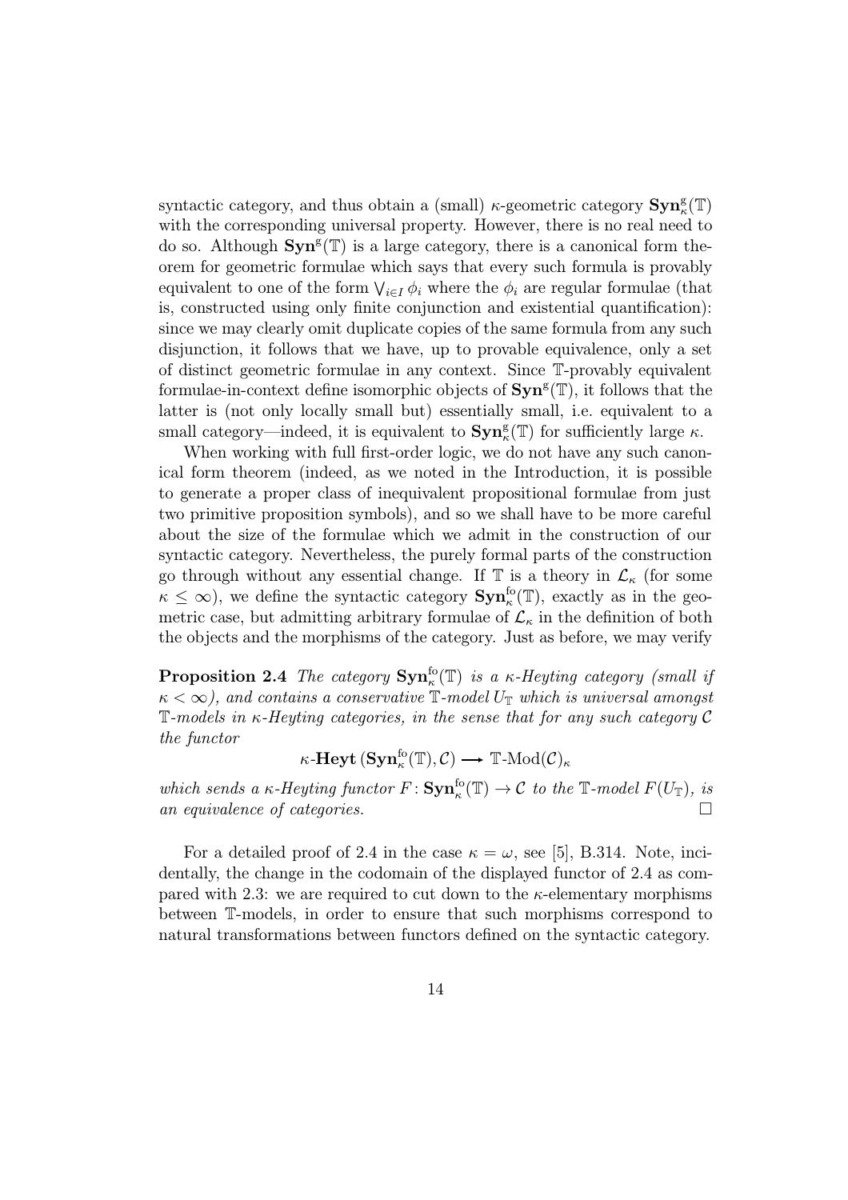syntactic category, and thus obtain a (small) $\kappa$-geometric category $\mathbf{Syn}^{\mathrm{g}}_{\kappa}(\mathbb{T})$ with the corresponding universal property. However, there is no real need to do so. Although $\mathbf{Syn}^{\mathrm{g}}(\mathbb{T})$ is a large category, there is a canonical form theorem for geometric formulae which says that every such formula is provably equivalent to one of the form $\bigvee_{i \in I} \phi_i$ where the $\phi_i$ are regular formulae (that is, constructed using only finite conjunction and existential quantification): since we may clearly omit duplicate copies of the same formula from any such disjunction, it follows that we have, up to provable equivalence, only a set of distinct geometric formulae in any context. Since $\mathbb{T}$-provably equivalent formulae-in-context define isomorphic objects of $\mathbf{Syn}^{\mathrm{g}}(\mathbb{T})$, it follows that the latter is (not only locally small but) essentially small, i.e. equivalent to a small category—indeed, it is equivalent to $\mathbf{Syn}^{\mathrm{g}}_{\kappa}(\mathbb{T})$ for sufficiently large $\kappa$.

When working with full first-order logic, we do not have any such canonical form theorem (indeed, as we noted in the Introduction, it is possible to generate a proper class of inequivalent propositional formulae from just two primitive proposition symbols), and so we shall have to be more careful about the size of the formulae which we admit in the construction of our syntactic category. Nevertheless, the purely formal parts of the construction go through without any essential change. If $\mathbb{T}$ is a theory in $\mathcal{L}_\kappa$ (for some $\kappa \leq \infty$), we define the syntactic category $\mathbf{Syn}^{\mathrm{fo}}_{\kappa}(\mathbb{T})$, exactly as in the geometric case, but admitting arbitrary formulae of $\mathcal{L}_\kappa$ in the definition of both the objects and the morphisms of the category. Just as before, we may verify

**Proposition 2.4** *The category $\mathbf{Syn}^{\mathrm{fo}}_{\kappa}(\mathbb{T})$ is a $\kappa$-Heyting category (small if $\kappa < \infty$), and contains a conservative $\mathbb{T}$-model $U_{\mathbb{T}}$ which is universal amongst $\mathbb{T}$-models in $\kappa$-Heyting categories, in the sense that for any such category $\mathcal{C}$ the functor*

$$\kappa\text{-}\mathbf{Heyt}\,(\mathbf{Syn}^{\mathrm{fo}}_{\kappa}(\mathbb{T}), \mathcal{C}) \longrightarrow \mathbb{T}\text{-Mod}(\mathcal{C})_\kappa$$

*which sends a $\kappa$-Heyting functor $F \colon \mathbf{Syn}^{\mathrm{fo}}_{\kappa}(\mathbb{T}) \to \mathcal{C}$ to the $\mathbb{T}$-model $F(U_{\mathbb{T}})$, is an equivalence of categories.* □

For a detailed proof of 2.4 in the case $\kappa = \omega$, see [5], B.314. Note, incidentally, the change in the codomain of the displayed functor of 2.4 as compared with 2.3: we are required to cut down to the $\kappa$-elementary morphisms between $\mathbb{T}$-models, in order to ensure that such morphisms correspond to natural transformations between functors defined on the syntactic category.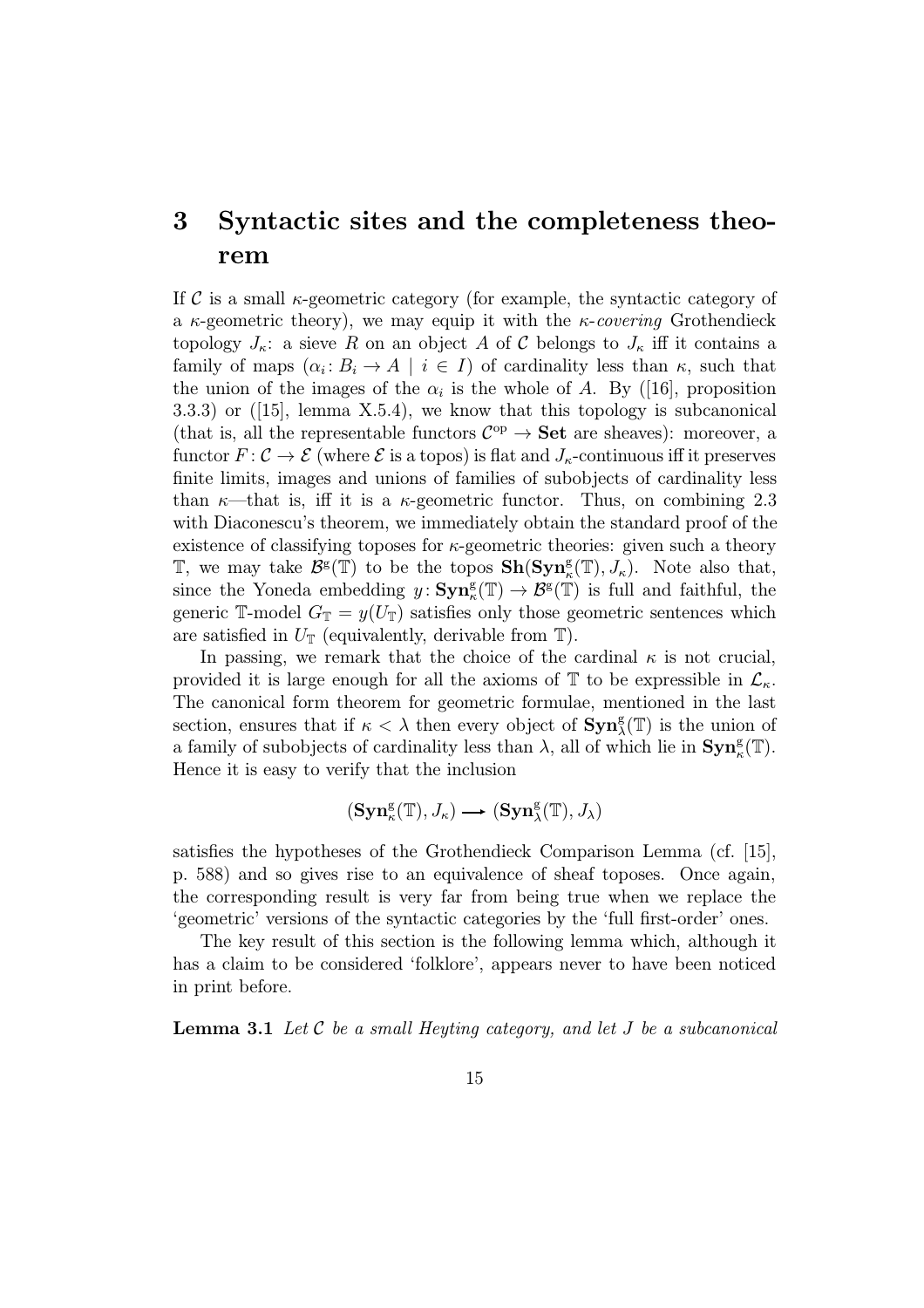# 3 Syntactic sites and the completeness theorem

If $\mathcal{C}$ is a small $\kappa$-geometric category (for example, the syntactic category of a $\kappa$-geometric theory), we may equip it with the $\kappa$-*covering* Grothendieck topology $J_\kappa$: a sieve $R$ on an object $A$ of $\mathcal{C}$ belongs to $J_\kappa$ iff it contains a family of maps $(\alpha_i : B_i \to A \mid i \in I)$ of cardinality less than $\kappa$, such that the union of the images of the $\alpha_i$ is the whole of $A$. By ([16], proposition 3.3.3) or ([15], lemma X.5.4), we know that this topology is subcanonical (that is, all the representable functors $\mathcal{C}^{\mathrm{op}} \to \mathbf{Set}$ are sheaves): moreover, a functor $F : \mathcal{C} \to \mathcal{E}$ (where $\mathcal{E}$ is a topos) is flat and $J_\kappa$-continuous iff it preserves finite limits, images and unions of families of subobjects of cardinality less than $\kappa$—that is, iff it is a $\kappa$-geometric functor. Thus, on combining 2.3 with Diaconescu's theorem, we immediately obtain the standard proof of the existence of classifying toposes for $\kappa$-geometric theories: given such a theory $\mathbb{T}$, we may take $\mathcal{B}^{\mathrm{g}}(\mathbb{T})$ to be the topos $\mathbf{Sh}(\mathbf{Syn}^{\mathrm{g}}_\kappa(\mathbb{T}), J_\kappa)$. Note also that, since the Yoneda embedding $y : \mathbf{Syn}^{\mathrm{g}}_\kappa(\mathbb{T}) \to \mathcal{B}^{\mathrm{g}}(\mathbb{T})$ is full and faithful, the generic $\mathbb{T}$-model $G_\mathbb{T} = y(U_\mathbb{T})$ satisfies only those geometric sentences which are satisfied in $U_\mathbb{T}$ (equivalently, derivable from $\mathbb{T}$).

In passing, we remark that the choice of the cardinal $\kappa$ is not crucial, provided it is large enough for all the axioms of $\mathbb{T}$ to be expressible in $\mathcal{L}_\kappa$. The canonical form theorem for geometric formulae, mentioned in the last section, ensures that if $\kappa < \lambda$ then every object of $\mathbf{Syn}^{\mathrm{g}}_\lambda(\mathbb{T})$ is the union of a family of subobjects of cardinality less than $\lambda$, all of which lie in $\mathbf{Syn}^{\mathrm{g}}_\kappa(\mathbb{T})$. Hence it is easy to verify that the inclusion

$$(\mathbf{Syn}^{\mathrm{g}}_\kappa(\mathbb{T}), J_\kappa) \longrightarrow (\mathbf{Syn}^{\mathrm{g}}_\lambda(\mathbb{T}), J_\lambda)$$

satisfies the hypotheses of the Grothendieck Comparison Lemma (cf. [15], p. 588) and so gives rise to an equivalence of sheaf toposes. Once again, the corresponding result is very far from being true when we replace the 'geometric' versions of the syntactic categories by the 'full first-order' ones.

The key result of this section is the following lemma which, although it has a claim to be considered 'folklore', appears never to have been noticed in print before.

**Lemma 3.1** *Let $\mathcal{C}$ be a small Heyting category, and let $J$ be a subcanonical*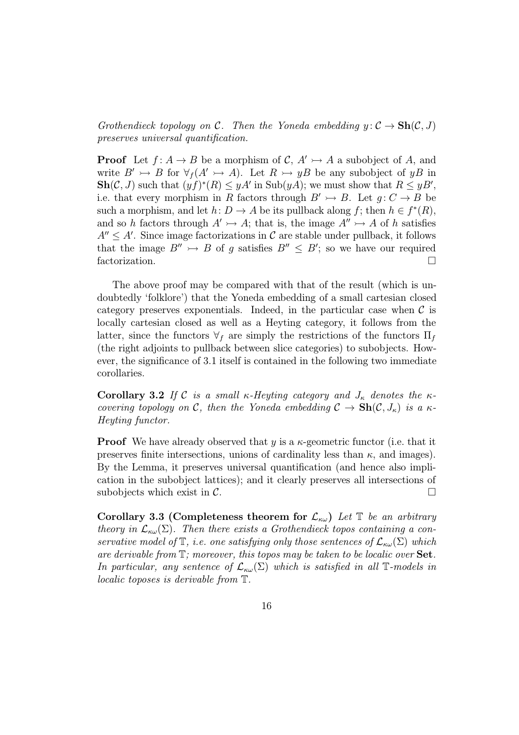*Grothendieck topology on $\mathcal{C}$. Then the Yoneda embedding $y\colon \mathcal{C} \to \mathbf{Sh}(\mathcal{C}, J)$ preserves universal quantification.*

**Proof** Let $f\colon A \to B$ be a morphism of $\mathcal{C}$, $A' \rightarrowtail A$ a subobject of $A$, and write $B' \rightarrowtail B$ for $\forall_f(A' \rightarrowtail A)$. Let $R \rightarrowtail yB$ be any subobject of $yB$ in $\mathbf{Sh}(\mathcal{C}, J)$ such that $(yf)^*(R) \leq yA'$ in $\mathrm{Sub}(yA)$; we must show that $R \leq yB'$, i.e. that every morphism in $R$ factors through $B' \rightarrowtail B$. Let $g\colon C \to B$ be such a morphism, and let $h\colon D \to A$ be its pullback along $f$; then $h \in f^*(R)$, and so $h$ factors through $A' \rightarrowtail A$; that is, the image $A'' \rightarrowtail A$ of $h$ satisfies $A'' \leq A'$. Since image factorizations in $\mathcal{C}$ are stable under pullback, it follows that the image $B'' \rightarrowtail B$ of $g$ satisfies $B'' \leq B'$; so we have our required factorization. $\square$

The above proof may be compared with that of the result (which is undoubtedly 'folklore') that the Yoneda embedding of a small cartesian closed category preserves exponentials. Indeed, in the particular case when $\mathcal{C}$ is locally cartesian closed as well as a Heyting category, it follows from the latter, since the functors $\forall_f$ are simply the restrictions of the functors $\Pi_f$ (the right adjoints to pullback between slice categories) to subobjects. However, the significance of 3.1 itself is contained in the following two immediate corollaries.

**Corollary 3.2** *If $\mathcal{C}$ is a small $\kappa$-Heyting category and $J_\kappa$ denotes the $\kappa$-covering topology on $\mathcal{C}$, then the Yoneda embedding $\mathcal{C} \to \mathbf{Sh}(\mathcal{C}, J_\kappa)$ is a $\kappa$-Heyting functor.*

**Proof** We have already observed that $y$ is a $\kappa$-geometric functor (i.e. that it preserves finite intersections, unions of cardinality less than $\kappa$, and images). By the Lemma, it preserves universal quantification (and hence also implication in the subobject lattices); and it clearly preserves all intersections of subobjects which exist in $\mathcal{C}$. $\square$

**Corollary 3.3 (Completeness theorem for $\mathcal{L}_{\kappa\omega}$)** *Let $\mathbb{T}$ be an arbitrary theory in $\mathcal{L}_{\kappa\omega}(\Sigma)$. Then there exists a Grothendieck topos containing a conservative model of $\mathbb{T}$, i.e. one satisfying only those sentences of $\mathcal{L}_{\kappa\omega}(\Sigma)$ which are derivable from $\mathbb{T}$; moreover, this topos may be taken to be localic over* **Set**. *In particular, any sentence of $\mathcal{L}_{\kappa\omega}(\Sigma)$ which is satisfied in all $\mathbb{T}$-models in localic toposes is derivable from $\mathbb{T}$.*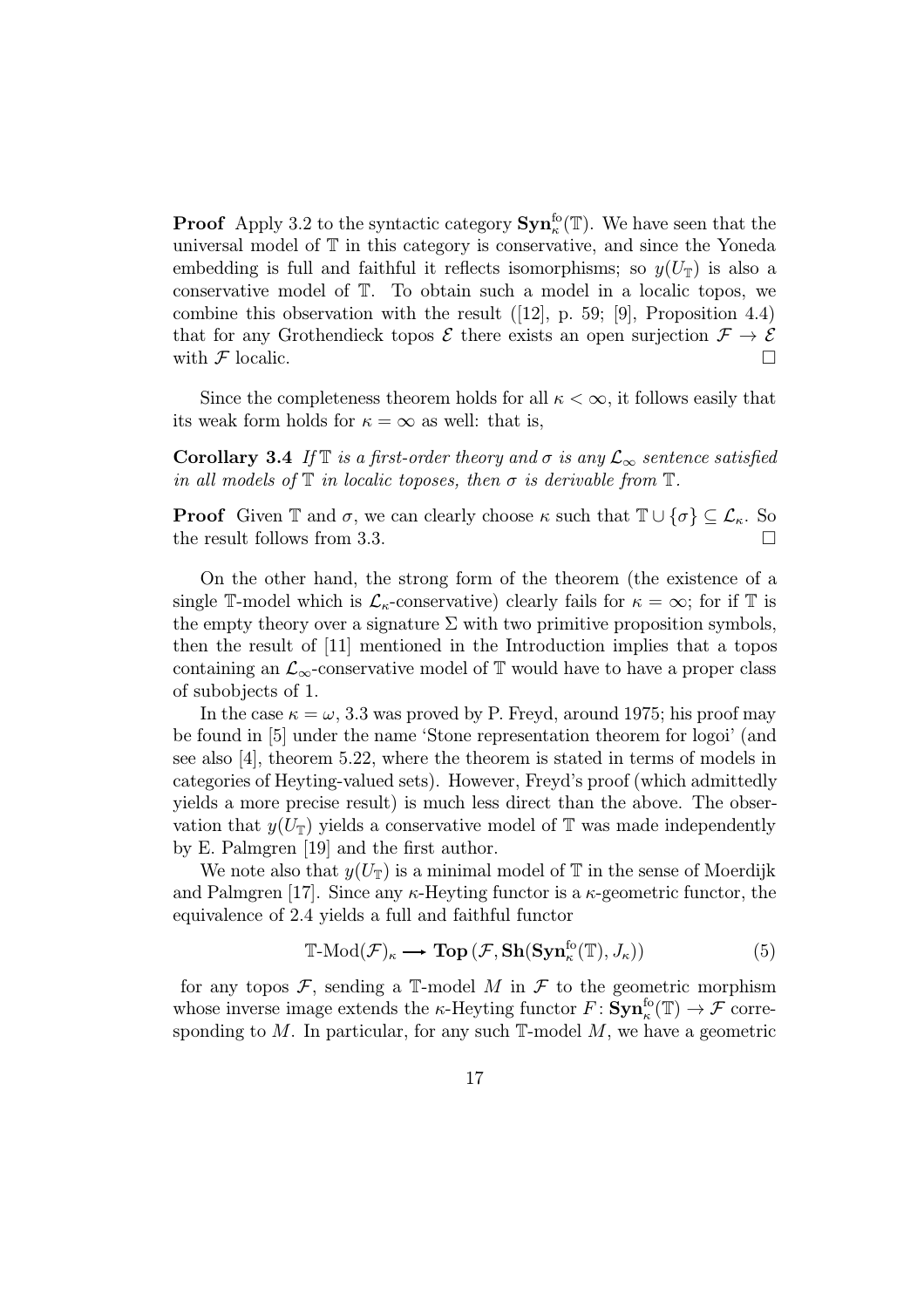**Proof** Apply 3.2 to the syntactic category $\mathbf{Syn}^{\text{fo}}_\kappa(\mathbb{T})$. We have seen that the universal model of $\mathbb{T}$ in this category is conservative, and since the Yoneda embedding is full and faithful it reflects isomorphisms; so $y(U_\mathbb{T})$ is also a conservative model of $\mathbb{T}$. To obtain such a model in a localic topos, we combine this observation with the result ([12], p. 59; [9], Proposition 4.4) that for any Grothendieck topos $\mathcal{E}$ there exists an open surjection $\mathcal{F} \to \mathcal{E}$ with $\mathcal{F}$ localic. □

Since the completeness theorem holds for all $\kappa < \infty$, it follows easily that its weak form holds for $\kappa = \infty$ as well: that is,

**Corollary 3.4** *If $\mathbb{T}$ is a first-order theory and $\sigma$ is any $\mathcal{L}_\infty$ sentence satisfied in all models of $\mathbb{T}$ in localic toposes, then $\sigma$ is derivable from $\mathbb{T}$.*

**Proof** Given $\mathbb{T}$ and $\sigma$, we can clearly choose $\kappa$ such that $\mathbb{T} \cup \{\sigma\} \subseteq \mathcal{L}_\kappa$. So the result follows from 3.3. □

On the other hand, the strong form of the theorem (the existence of a single $\mathbb{T}$-model which is $\mathcal{L}_\kappa$-conservative) clearly fails for $\kappa = \infty$; for if $\mathbb{T}$ is the empty theory over a signature $\Sigma$ with two primitive proposition symbols, then the result of [11] mentioned in the Introduction implies that a topos containing an $\mathcal{L}_\infty$-conservative model of $\mathbb{T}$ would have to have a proper class of subobjects of 1.

In the case $\kappa = \omega$, 3.3 was proved by P. Freyd, around 1975; his proof may be found in [5] under the name 'Stone representation theorem for logoi' (and see also [4], theorem 5.22, where the theorem is stated in terms of models in categories of Heyting-valued sets). However, Freyd's proof (which admittedly yields a more precise result) is much less direct than the above. The observation that $y(U_\mathbb{T})$ yields a conservative model of $\mathbb{T}$ was made independently by E. Palmgren [19] and the first author.

We note also that $y(U_\mathbb{T})$ is a minimal model of $\mathbb{T}$ in the sense of Moerdijk and Palmgren [17]. Since any $\kappa$-Heyting functor is a $\kappa$-geometric functor, the equivalence of 2.4 yields a full and faithful functor

$$\mathbb{T}\text{-Mod}(\mathcal{F})_\kappa \longrightarrow \mathbf{Top}\,(\mathcal{F}, \mathbf{Sh}(\mathbf{Syn}^{\text{fo}}_\kappa(\mathbb{T}), J_\kappa)) \tag{5}$$

for any topos $\mathcal{F}$, sending a $\mathbb{T}$-model $M$ in $\mathcal{F}$ to the geometric morphism whose inverse image extends the $\kappa$-Heyting functor $F\colon \mathbf{Syn}^{\text{fo}}_\kappa(\mathbb{T}) \to \mathcal{F}$ corresponding to $M$. In particular, for any such $\mathbb{T}$-model $M$, we have a geometric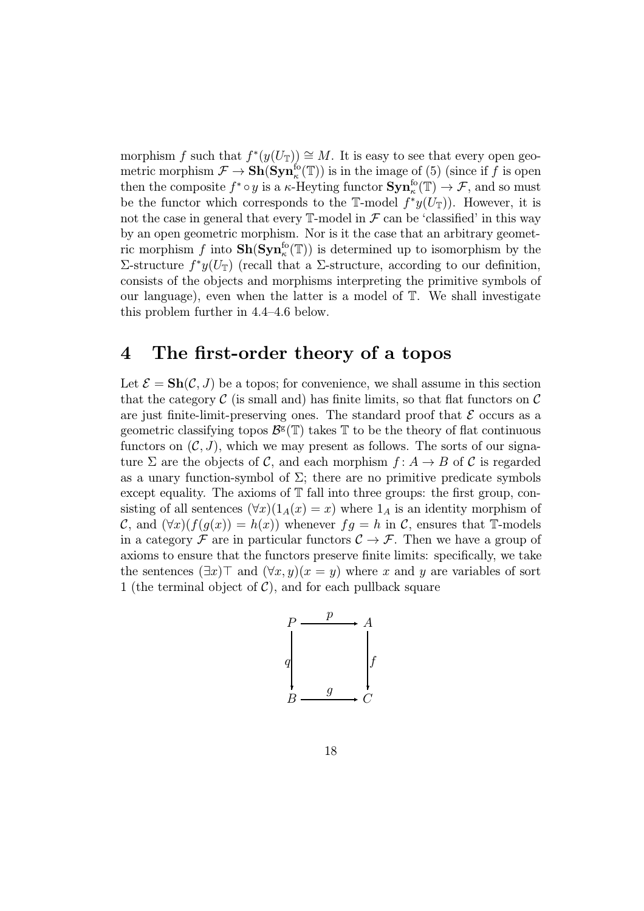morphism $f$ such that $f^*(y(U_{\mathbb{T}})) \cong M$. It is easy to see that every open geometric morphism $\mathcal{F} \to \mathbf{Sh}(\mathbf{Syn}^{\mathrm{fo}}_\kappa(\mathbb{T}))$ is in the image of (5) (since if $f$ is open then the composite $f^* \circ y$ is a $\kappa$-Heyting functor $\mathbf{Syn}^{\mathrm{fo}}_\kappa(\mathbb{T}) \to \mathcal{F}$, and so must be the functor which corresponds to the $\mathbb{T}$-model $f^*y(U_{\mathbb{T}})$). However, it is not the case in general that every $\mathbb{T}$-model in $\mathcal{F}$ can be 'classified' in this way by an open geometric morphism. Nor is it the case that an arbitrary geometric morphism $f$ into $\mathbf{Sh}(\mathbf{Syn}^{\mathrm{fo}}_\kappa(\mathbb{T}))$ is determined up to isomorphism by the $\Sigma$-structure $f^*y(U_{\mathbb{T}})$ (recall that a $\Sigma$-structure, according to our definition, consists of the objects and morphisms interpreting the primitive symbols of our language), even when the latter is a model of $\mathbb{T}$. We shall investigate this problem further in 4.4–4.6 below.

# 4 The first-order theory of a topos

Let $\mathcal{E} = \mathbf{Sh}(\mathcal{C}, J)$ be a topos; for convenience, we shall assume in this section that the category $\mathcal{C}$ (is small and) has finite limits, so that flat functors on $\mathcal{C}$ are just finite-limit-preserving ones. The standard proof that $\mathcal{E}$ occurs as a geometric classifying topos $\mathcal{B}^{\mathrm{g}}(\mathbb{T})$ takes $\mathbb{T}$ to be the theory of flat continuous functors on $(\mathcal{C}, J)$, which we may present as follows. The sorts of our signature $\Sigma$ are the objects of $\mathcal{C}$, and each morphism $f \colon A \to B$ of $\mathcal{C}$ is regarded as a unary function-symbol of $\Sigma$; there are no primitive predicate symbols except equality. The axioms of $\mathbb{T}$ fall into three groups: the first group, consisting of all sentences $(\forall x)(1_A(x) = x)$ where $1_A$ is an identity morphism of $\mathcal{C}$, and $(\forall x)(f(g(x)) = h(x))$ whenever $fg = h$ in $\mathcal{C}$, ensures that $\mathbb{T}$-models in a category $\mathcal{F}$ are in particular functors $\mathcal{C} \to \mathcal{F}$. Then we have a group of axioms to ensure that the functors preserve finite limits: specifically, we take the sentences $(\exists x)\top$ and $(\forall x, y)(x = y)$ where $x$ and $y$ are variables of sort 1 (the terminal object of $\mathcal{C}$), and for each pullback square

$$\begin{array}{ccc} P & \xrightarrow{\ p\ } & A \\ {\scriptstyle q}\downarrow & & \downarrow{\scriptstyle f} \\ B & \xrightarrow{\ g\ } & C \end{array}$$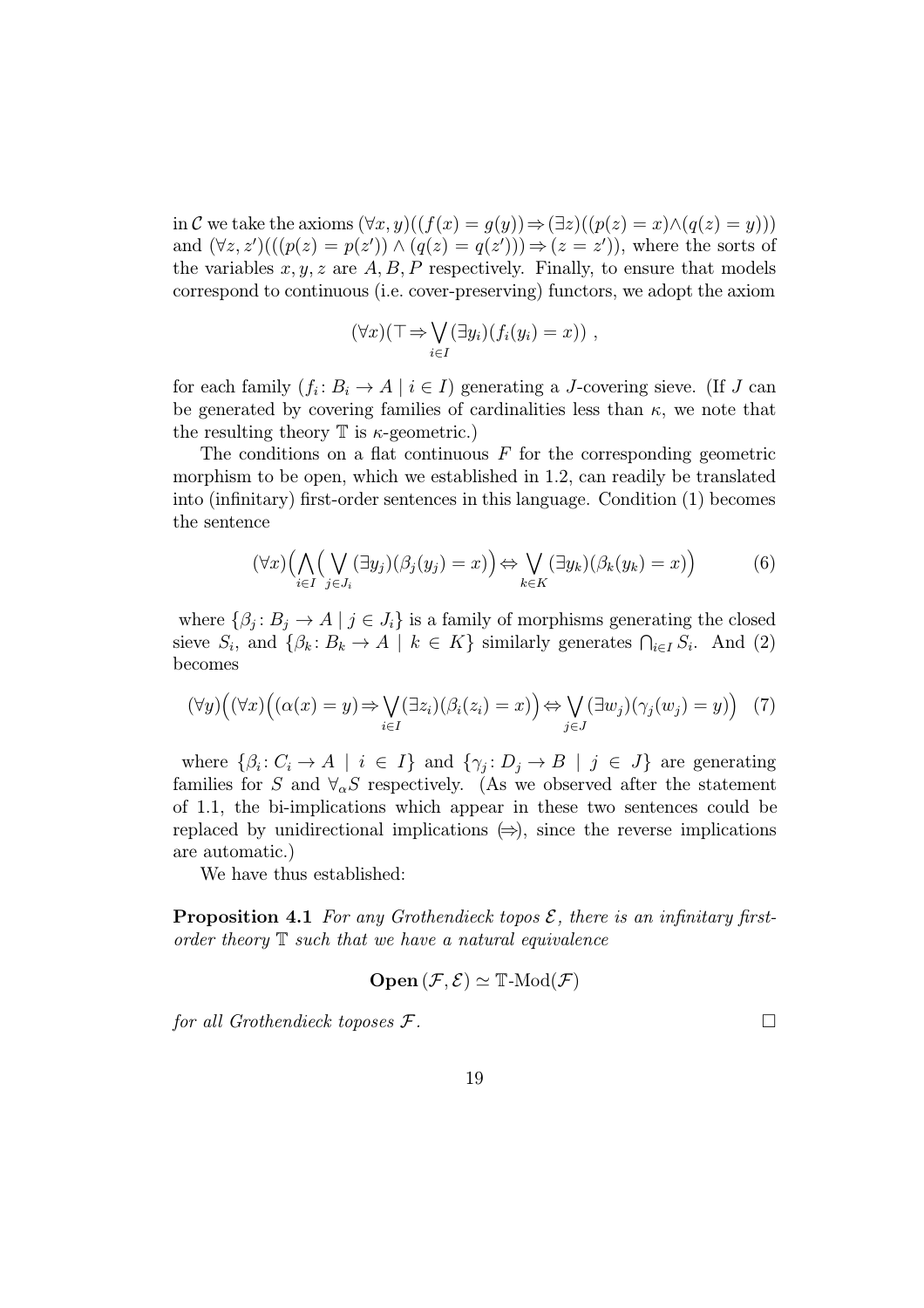in $\mathcal{C}$ we take the axioms $(\forall x, y)((f(x) = g(y)) \Rightarrow (\exists z)((p(z) = x) \wedge (q(z) = y)))$ and $(\forall z, z')(((p(z) = p(z')) \wedge (q(z) = q(z'))) \Rightarrow (z = z'))$, where the sorts of the variables $x, y, z$ are $A, B, P$ respectively. Finally, to ensure that models correspond to continuous (i.e. cover-preserving) functors, we adopt the axiom

$$(\forall x)(\top \Rightarrow \bigvee_{i \in I} (\exists y_i)(f_i(y_i) = x)) ,$$

for each family $(f_i \colon B_i \to A \mid i \in I)$ generating a $J$-covering sieve. (If $J$ can be generated by covering families of cardinalities less than $\kappa$, we note that the resulting theory $\mathbb{T}$ is $\kappa$-geometric.)

The conditions on a flat continuous $F$ for the corresponding geometric morphism to be open, which we established in 1.2, can readily be translated into (infinitary) first-order sentences in this language. Condition (1) becomes the sentence

$$(\forall x)\Big(\bigwedge_{i \in I}\Big(\bigvee_{j \in J_i} (\exists y_j)(\beta_j(y_j) = x)\Big) \Leftrightarrow \bigvee_{k \in K} (\exists y_k)(\beta_k(y_k) = x)\Big) \tag{6}$$

where $\{\beta_j \colon B_j \to A \mid j \in J_i\}$ is a family of morphisms generating the closed sieve $S_i$, and $\{\beta_k \colon B_k \to A \mid k \in K\}$ similarly generates $\bigcap_{i \in I} S_i$. And (2) becomes

$$(\forall y)\Big((\forall x)\Big((\alpha(x) = y) \Rightarrow \bigvee_{i \in I} (\exists z_i)(\beta_i(z_i) = x)\Big) \Leftrightarrow \bigvee_{j \in J} (\exists w_j)(\gamma_j(w_j) = y)\Big) \tag{7}$$

where $\{\beta_i \colon C_i \to A \mid i \in I\}$ and $\{\gamma_j \colon D_j \to B \mid j \in J\}$ are generating families for $S$ and $\forall_\alpha S$ respectively. (As we observed after the statement of 1.1, the bi-implications which appear in these two sentences could be replaced by unidirectional implications ($\Rightarrow$), since the reverse implications are automatic.)

We have thus established:

**Proposition 4.1** *For any Grothendieck topos $\mathcal{E}$, there is an infinitary first-order theory $\mathbb{T}$ such that we have a natural equivalence*

$$\mathbf{Open}\,(\mathcal{F}, \mathcal{E}) \simeq \mathbb{T}\text{-Mod}(\mathcal{F})$$

*for all Grothendieck toposes $\mathcal{F}$.* □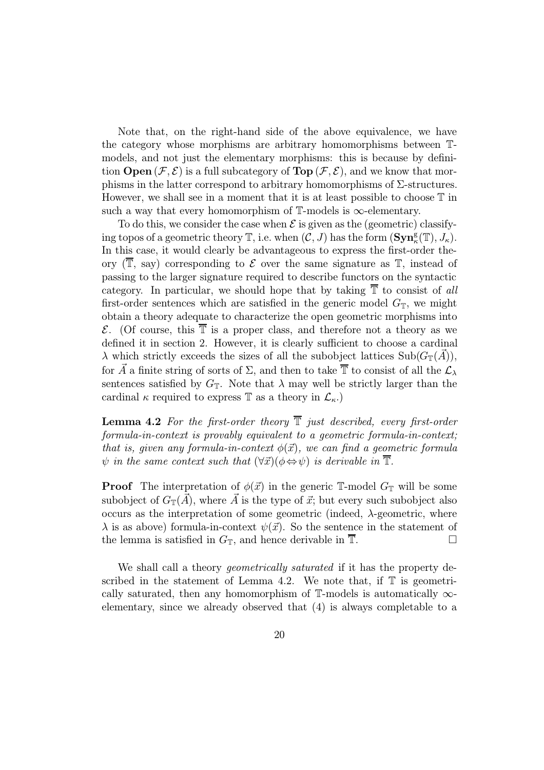Note that, on the right-hand side of the above equivalence, we have the category whose morphisms are arbitrary homomorphisms between $\mathbb{T}$-models, and not just the elementary morphisms: this is because by definition $\mathbf{Open}(\mathcal{F}, \mathcal{E})$ is a full subcategory of $\mathbf{Top}(\mathcal{F}, \mathcal{E})$, and we know that morphisms in the latter correspond to arbitrary homomorphisms of $\Sigma$-structures. However, we shall see in a moment that it is at least possible to choose $\mathbb{T}$ in such a way that every homomorphism of $\mathbb{T}$-models is $\infty$-elementary.

To do this, we consider the case when $\mathcal{E}$ is given as the (geometric) classifying topos of a geometric theory $\mathbb{T}$, i.e. when $(\mathcal{C}, J)$ has the form $(\mathbf{Syn}^{\mathrm{g}}_{\kappa}(\mathbb{T}), J_{\kappa})$. In this case, it would clearly be advantageous to express the first-order theory ($\overline{\mathbb{T}}$, say) corresponding to $\mathcal{E}$ over the same signature as $\mathbb{T}$, instead of passing to the larger signature required to describe functors on the syntactic category. In particular, we should hope that by taking $\overline{\mathbb{T}}$ to consist of *all* first-order sentences which are satisfied in the generic model $G_{\mathbb{T}}$, we might obtain a theory adequate to characterize the open geometric morphisms into $\mathcal{E}$. (Of course, this $\overline{\mathbb{T}}$ is a proper class, and therefore not a theory as we defined it in section 2. However, it is clearly sufficient to choose a cardinal $\lambda$ which strictly exceeds the sizes of all the subobject lattices $\mathrm{Sub}(G_{\mathbb{T}}(\vec{A}))$, for $\vec{A}$ a finite string of sorts of $\Sigma$, and then to take $\overline{\mathbb{T}}$ to consist of all the $\mathcal{L}_{\lambda}$ sentences satisfied by $G_{\mathbb{T}}$. Note that $\lambda$ may well be strictly larger than the cardinal $\kappa$ required to express $\mathbb{T}$ as a theory in $\mathcal{L}_{\kappa}$.)

**Lemma 4.2** *For the first-order theory $\overline{\mathbb{T}}$ just described, every first-order formula-in-context is provably equivalent to a geometric formula-in-context; that is, given any formula-in-context $\phi(\vec{x})$, we can find a geometric formula $\psi$ in the same context such that $(\forall \vec{x})(\phi \Leftrightarrow \psi)$ is derivable in $\overline{\mathbb{T}}$.*

**Proof** The interpretation of $\phi(\vec{x})$ in the generic $\mathbb{T}$-model $G_{\mathbb{T}}$ will be some subobject of $G_{\mathbb{T}}(\vec{A})$, where $\vec{A}$ is the type of $\vec{x}$; but every such subobject also occurs as the interpretation of some geometric (indeed, $\lambda$-geometric, where $\lambda$ is as above) formula-in-context $\psi(\vec{x})$. So the sentence in the statement of the lemma is satisfied in $G_{\mathbb{T}}$, and hence derivable in $\overline{\mathbb{T}}$. □

We shall call a theory *geometrically saturated* if it has the property described in the statement of Lemma 4.2. We note that, if $\mathbb{T}$ is geometrically saturated, then any homomorphism of $\mathbb{T}$-models is automatically $\infty$-elementary, since we already observed that (4) is always completable to a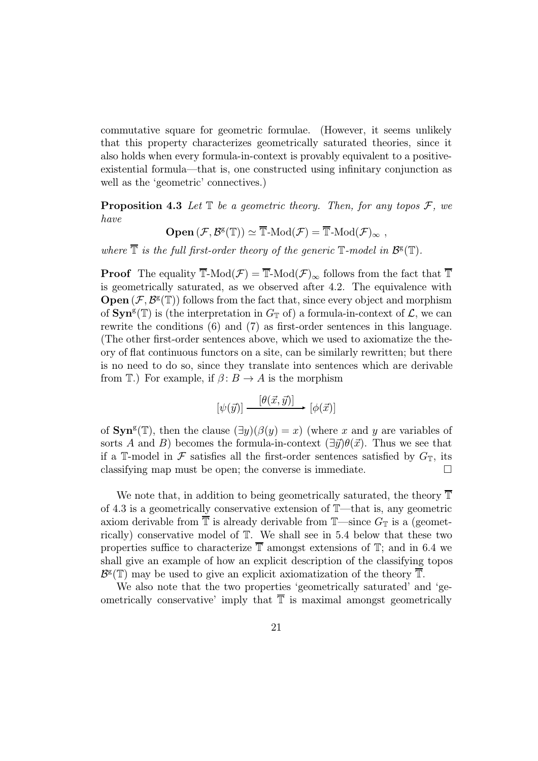commutative square for geometric formulae. (However, it seems unlikely that this property characterizes geometrically saturated theories, since it also holds when every formula-in-context is provably equivalent to a positive-existential formula—that is, one constructed using infinitary conjunction as well as the 'geometric' connectives.)

**Proposition 4.3** *Let $\mathbb{T}$ be a geometric theory. Then, for any topos $\mathcal{F}$, we have*

$$\mathbf{Open}\,(\mathcal{F}, \mathcal{B}^{\mathrm{g}}(\mathbb{T})) \simeq \overline{\mathbb{T}}\text{-Mod}(\mathcal{F}) = \overline{\mathbb{T}}\text{-Mod}(\mathcal{F})_\infty \ ,$$

*where $\overline{\mathbb{T}}$ is the full first-order theory of the generic $\mathbb{T}$-model in $\mathcal{B}^{\mathrm{g}}(\mathbb{T})$.*

**Proof** The equality $\overline{\mathbb{T}}\text{-Mod}(\mathcal{F}) = \overline{\mathbb{T}}\text{-Mod}(\mathcal{F})_\infty$ follows from the fact that $\overline{\mathbb{T}}$ is geometrically saturated, as we observed after 4.2. The equivalence with $\mathbf{Open}\,(\mathcal{F}, \mathcal{B}^{\mathrm{g}}(\mathbb{T}))$ follows from the fact that, since every object and morphism of $\mathbf{Syn}^{\mathrm{g}}(\mathbb{T})$ is (the interpretation in $G_{\mathbb{T}}$ of) a formula-in-context of $\mathcal{L}$, we can rewrite the conditions (6) and (7) as first-order sentences in this language. (The other first-order sentences above, which we used to axiomatize the theory of flat continuous functors on a site, can be similarly rewritten; but there is no need to do so, since they translate into sentences which are derivable from $\mathbb{T}$.) For example, if $\beta \colon B \to A$ is the morphism

$$[\psi(\vec{y})] \xrightarrow{\;[\theta(\vec{x}, \vec{y})]\;} [\phi(\vec{x})]$$

of $\mathbf{Syn}^{\mathrm{g}}(\mathbb{T})$, then the clause $(\exists y)(\beta(y) = x)$ (where $x$ and $y$ are variables of sorts $A$ and $B$) becomes the formula-in-context $(\exists \vec{y})\theta(\vec{x})$. Thus we see that if a $\mathbb{T}$-model in $\mathcal{F}$ satisfies all the first-order sentences satisfied by $G_{\mathbb{T}}$, its classifying map must be open; the converse is immediate. $\square$

We note that, in addition to being geometrically saturated, the theory $\overline{\mathbb{T}}$ of 4.3 is a geometrically conservative extension of $\mathbb{T}$—that is, any geometric axiom derivable from $\overline{\mathbb{T}}$ is already derivable from $\mathbb{T}$—since $G_{\mathbb{T}}$ is a (geometrically) conservative model of $\mathbb{T}$. We shall see in 5.4 below that these two properties suffice to characterize $\overline{\mathbb{T}}$ amongst extensions of $\mathbb{T}$; and in 6.4 we shall give an example of how an explicit description of the classifying topos $\mathcal{B}^{\mathrm{g}}(\mathbb{T})$ may be used to give an explicit axiomatization of the theory $\overline{\mathbb{T}}$.

We also note that the two properties 'geometrically saturated' and 'geometrically conservative' imply that $\overline{\mathbb{T}}$ is maximal amongst geometrically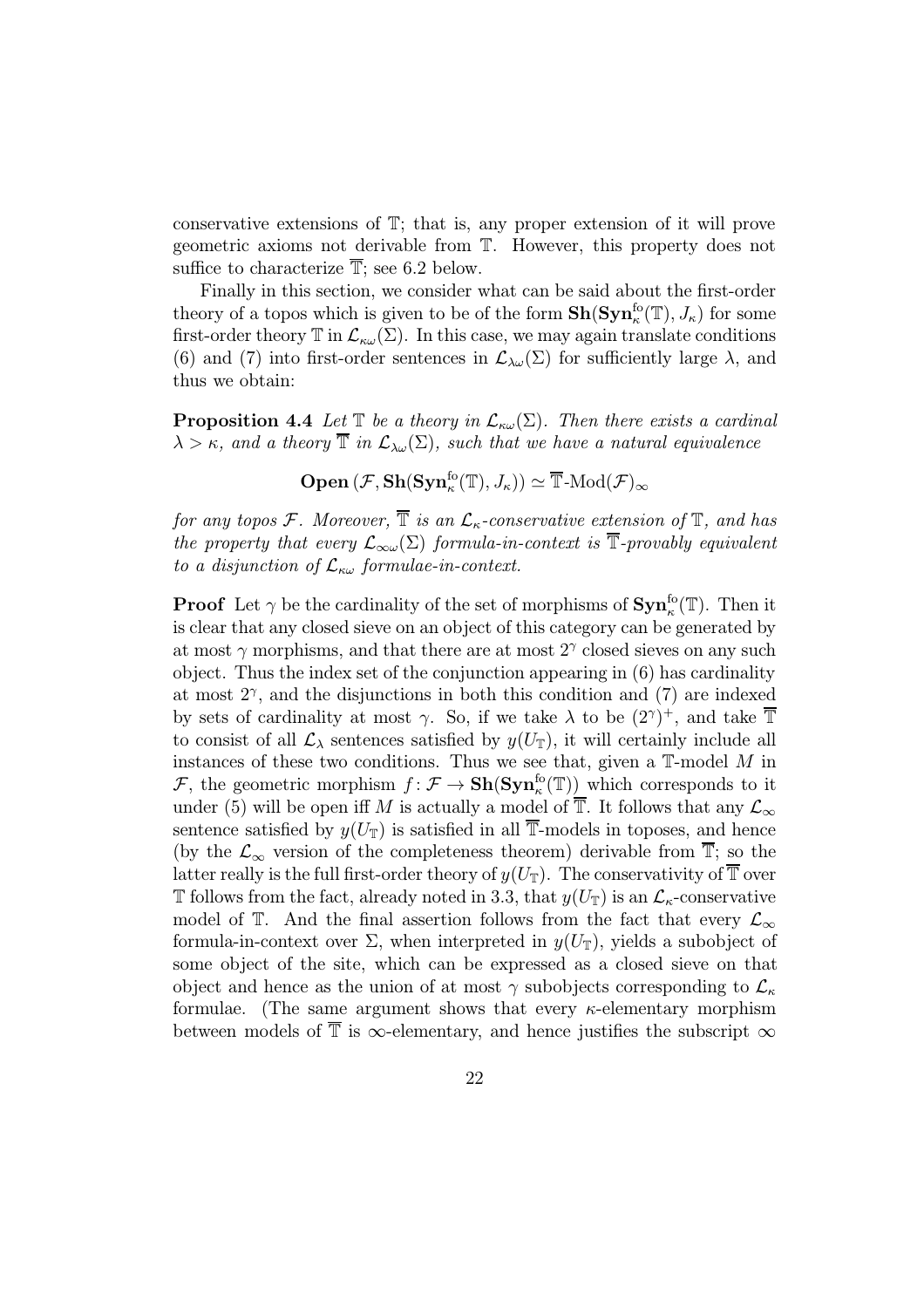conservative extensions of $\mathbb{T}$; that is, any proper extension of it will prove geometric axioms not derivable from $\mathbb{T}$. However, this property does not suffice to characterize $\overline{\mathbb{T}}$; see 6.2 below.

Finally in this section, we consider what can be said about the first-order theory of a topos which is given to be of the form $\mathbf{Sh}(\mathbf{Syn}^{\mathrm{fo}}_{\kappa}(\mathbb{T}), J_{\kappa})$ for some first-order theory $\mathbb{T}$ in $\mathcal{L}_{\kappa\omega}(\Sigma)$. In this case, we may again translate conditions (6) and (7) into first-order sentences in $\mathcal{L}_{\lambda\omega}(\Sigma)$ for sufficiently large $\lambda$, and thus we obtain:

**Proposition 4.4** *Let $\mathbb{T}$ be a theory in $\mathcal{L}_{\kappa\omega}(\Sigma)$. Then there exists a cardinal $\lambda > \kappa$, and a theory $\overline{\mathbb{T}}$ in $\mathcal{L}_{\lambda\omega}(\Sigma)$, such that we have a natural equivalence*

$$\mathbf{Open}\,(\mathcal{F}, \mathbf{Sh}(\mathbf{Syn}^{\mathrm{fo}}_{\kappa}(\mathbb{T}), J_{\kappa})) \simeq \overline{\mathbb{T}}\text{-}\mathrm{Mod}(\mathcal{F})_{\infty}$$

*for any topos $\mathcal{F}$. Moreover, $\overline{\mathbb{T}}$ is an $\mathcal{L}_{\kappa}$-conservative extension of $\mathbb{T}$, and has the property that every $\mathcal{L}_{\infty\omega}(\Sigma)$ formula-in-context is $\overline{\mathbb{T}}$-provably equivalent to a disjunction of $\mathcal{L}_{\kappa\omega}$ formulae-in-context.*

**Proof** Let $\gamma$ be the cardinality of the set of morphisms of $\mathbf{Syn}^{\mathrm{fo}}_{\kappa}(\mathbb{T})$. Then it is clear that any closed sieve on an object of this category can be generated by at most $\gamma$ morphisms, and that there are at most $2^{\gamma}$ closed sieves on any such object. Thus the index set of the conjunction appearing in (6) has cardinality at most $2^{\gamma}$, and the disjunctions in both this condition and (7) are indexed by sets of cardinality at most $\gamma$. So, if we take $\lambda$ to be $(2^{\gamma})^{+}$, and take $\overline{\mathbb{T}}$ to consist of all $\mathcal{L}_{\lambda}$ sentences satisfied by $y(U_{\mathbb{T}})$, it will certainly include all instances of these two conditions. Thus we see that, given a $\mathbb{T}$-model $M$ in $\mathcal{F}$, the geometric morphism $f\colon \mathcal{F} \to \mathbf{Sh}(\mathbf{Syn}^{\mathrm{fo}}_{\kappa}(\mathbb{T}))$ which corresponds to it under (5) will be open iff $M$ is actually a model of $\overline{\mathbb{T}}$. It follows that any $\mathcal{L}_{\infty}$ sentence satisfied by $y(U_{\mathbb{T}})$ is satisfied in all $\overline{\mathbb{T}}$-models in toposes, and hence (by the $\mathcal{L}_{\infty}$ version of the completeness theorem) derivable from $\overline{\mathbb{T}}$; so the latter really is the full first-order theory of $y(U_{\mathbb{T}})$. The conservativity of $\overline{\mathbb{T}}$ over $\mathbb{T}$ follows from the fact, already noted in 3.3, that $y(U_{\mathbb{T}})$ is an $\mathcal{L}_{\kappa}$-conservative model of $\mathbb{T}$. And the final assertion follows from the fact that every $\mathcal{L}_{\infty}$ formula-in-context over $\Sigma$, when interpreted in $y(U_{\mathbb{T}})$, yields a subobject of some object of the site, which can be expressed as a closed sieve on that object and hence as the union of at most $\gamma$ subobjects corresponding to $\mathcal{L}_{\kappa}$ formulae. (The same argument shows that every $\kappa$-elementary morphism between models of $\overline{\mathbb{T}}$ is $\infty$-elementary, and hence justifies the subscript $\infty$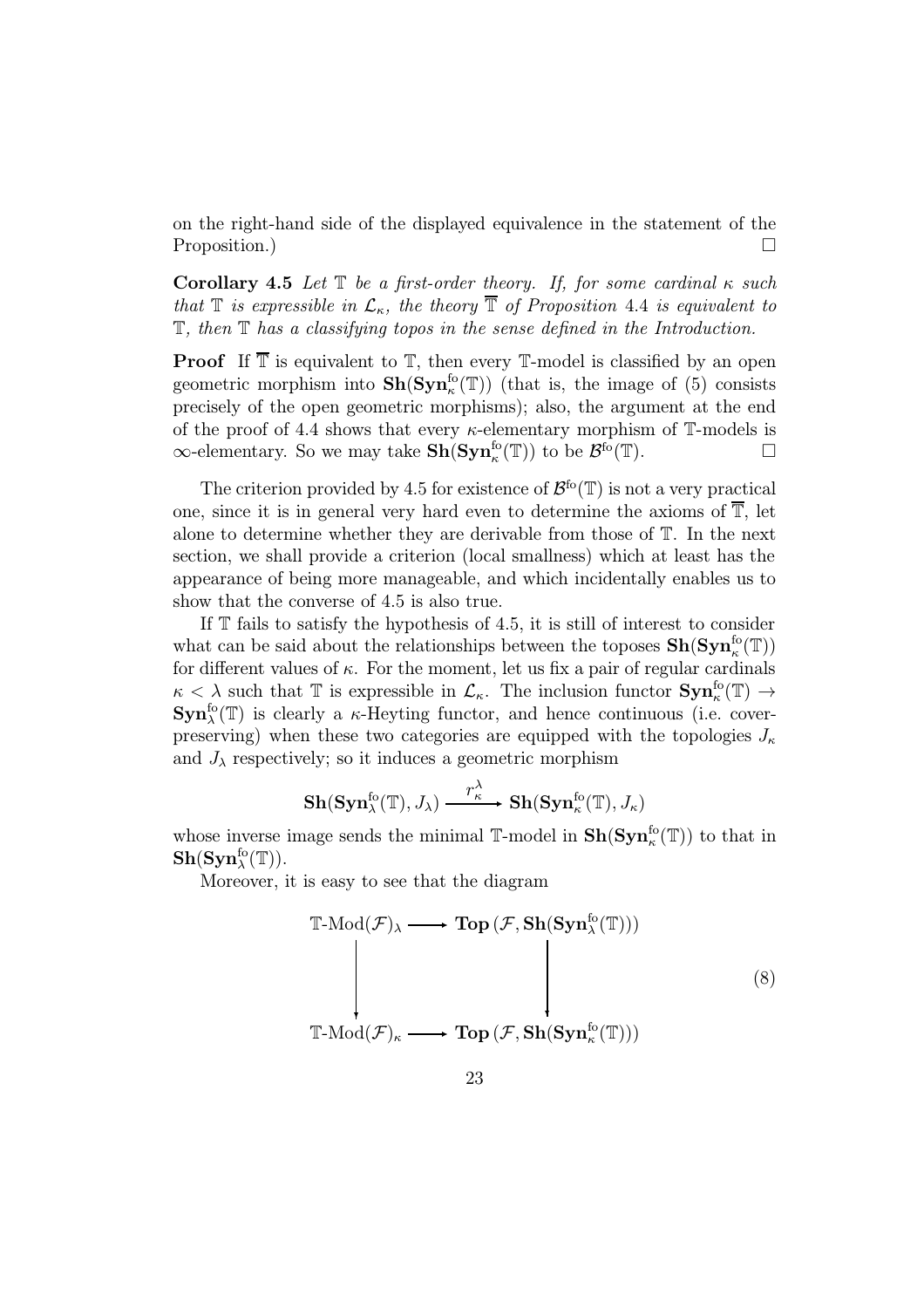on the right-hand side of the displayed equivalence in the statement of the Proposition.) $\square$

**Corollary 4.5** *Let $\mathbb{T}$ be a first-order theory. If, for some cardinal $\kappa$ such that $\mathbb{T}$ is expressible in $\mathcal{L}_\kappa$, the theory $\overline{\mathbb{T}}$ of Proposition 4.4 is equivalent to $\mathbb{T}$, then $\mathbb{T}$ has a classifying topos in the sense defined in the Introduction.*

**Proof** If $\overline{\mathbb{T}}$ is equivalent to $\mathbb{T}$, then every $\mathbb{T}$-model is classified by an open geometric morphism into $\mathbf{Sh}(\mathbf{Syn}^{\mathrm{fo}}_\kappa(\mathbb{T}))$ (that is, the image of (5) consists precisely of the open geometric morphisms); also, the argument at the end of the proof of 4.4 shows that every $\kappa$-elementary morphism of $\mathbb{T}$-models is $\infty$-elementary. So we may take $\mathbf{Sh}(\mathbf{Syn}^{\mathrm{fo}}_\kappa(\mathbb{T}))$ to be $\mathcal{B}^{\mathrm{fo}}(\mathbb{T})$. $\square$

The criterion provided by 4.5 for existence of $\mathcal{B}^{\mathrm{fo}}(\mathbb{T})$ is not a very practical one, since it is in general very hard even to determine the axioms of $\overline{\mathbb{T}}$, let alone to determine whether they are derivable from those of $\mathbb{T}$. In the next section, we shall provide a criterion (local smallness) which at least has the appearance of being more manageable, and which incidentally enables us to show that the converse of 4.5 is also true.

If $\mathbb{T}$ fails to satisfy the hypothesis of 4.5, it is still of interest to consider what can be said about the relationships between the toposes $\mathbf{Sh}(\mathbf{Syn}^{\mathrm{fo}}_\kappa(\mathbb{T}))$ for different values of $\kappa$. For the moment, let us fix a pair of regular cardinals $\kappa < \lambda$ such that $\mathbb{T}$ is expressible in $\mathcal{L}_\kappa$. The inclusion functor $\mathbf{Syn}^{\mathrm{fo}}_\kappa(\mathbb{T}) \to \mathbf{Syn}^{\mathrm{fo}}_\lambda(\mathbb{T})$ is clearly a $\kappa$-Heyting functor, and hence continuous (i.e. cover-preserving) when these two categories are equipped with the topologies $J_\kappa$ and $J_\lambda$ respectively; so it induces a geometric morphism

$$\mathbf{Sh}(\mathbf{Syn}^{\mathrm{fo}}_\lambda(\mathbb{T}), J_\lambda) \xrightarrow{r^\lambda_\kappa} \mathbf{Sh}(\mathbf{Syn}^{\mathrm{fo}}_\kappa(\mathbb{T}), J_\kappa)$$

whose inverse image sends the minimal $\mathbb{T}$-model in $\mathbf{Sh}(\mathbf{Syn}^{\mathrm{fo}}_\kappa(\mathbb{T}))$ to that in $\mathbf{Sh}(\mathbf{Syn}^{\mathrm{fo}}_\lambda(\mathbb{T}))$.

Moreover, it is easy to see that the diagram

$$\begin{array}{ccc} \mathbb{T}\text{-Mod}(\mathcal{F})_\lambda & \longrightarrow & \mathbf{Top}\,(\mathcal{F}, \mathbf{Sh}(\mathbf{Syn}^{\mathrm{fo}}_\lambda(\mathbb{T}))) \\ \downarrow & & \downarrow \\ \mathbb{T}\text{-Mod}(\mathcal{F})_\kappa & \longrightarrow & \mathbf{Top}\,(\mathcal{F}, \mathbf{Sh}(\mathbf{Syn}^{\mathrm{fo}}_\kappa(\mathbb{T}))) \end{array} \qquad (8)$$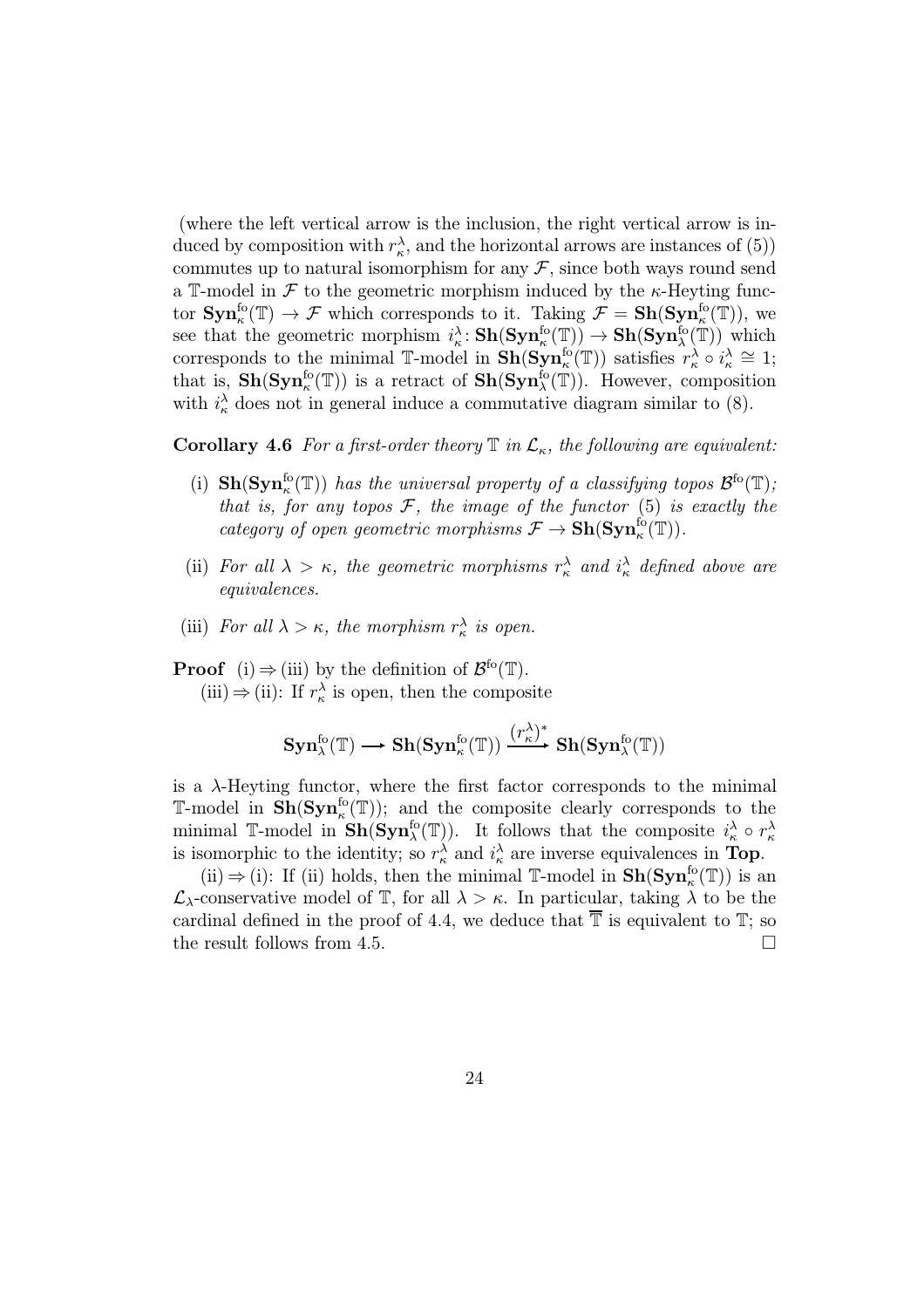(where the left vertical arrow is the inclusion, the right vertical arrow is induced by composition with $r^\lambda_\kappa$, and the horizontal arrows are instances of (5)) commutes up to natural isomorphism for any $\mathcal{F}$, since both ways round send a $\mathbb{T}$-model in $\mathcal{F}$ to the geometric morphism induced by the $\kappa$-Heyting functor $\mathbf{Syn}^{\mathrm{fo}}_\kappa(\mathbb{T}) \to \mathcal{F}$ which corresponds to it. Taking $\mathcal{F} = \mathbf{Sh}(\mathbf{Syn}^{\mathrm{fo}}_\kappa(\mathbb{T}))$, we see that the geometric morphism $i^\lambda_\kappa \colon \mathbf{Sh}(\mathbf{Syn}^{\mathrm{fo}}_\kappa(\mathbb{T})) \to \mathbf{Sh}(\mathbf{Syn}^{\mathrm{fo}}_\lambda(\mathbb{T}))$ which corresponds to the minimal $\mathbb{T}$-model in $\mathbf{Sh}(\mathbf{Syn}^{\mathrm{fo}}_\kappa(\mathbb{T}))$ satisfies $r^\lambda_\kappa \circ i^\lambda_\kappa \cong 1$; that is, $\mathbf{Sh}(\mathbf{Syn}^{\mathrm{fo}}_\kappa(\mathbb{T}))$ is a retract of $\mathbf{Sh}(\mathbf{Syn}^{\mathrm{fo}}_\lambda(\mathbb{T}))$. However, composition with $i^\lambda_\kappa$ does not in general induce a commutative diagram similar to (8).

**Corollary 4.6** *For a first-order theory $\mathbb{T}$ in $\mathcal{L}_\kappa$, the following are equivalent:*

- (i) $\mathbf{Sh}(\mathbf{Syn}^{\mathrm{fo}}_\kappa(\mathbb{T}))$ *has the universal property of a classifying topos $\mathcal{B}^{\mathrm{fo}}(\mathbb{T})$; that is, for any topos $\mathcal{F}$, the image of the functor* (5) *is exactly the category of open geometric morphisms $\mathcal{F} \to \mathbf{Sh}(\mathbf{Syn}^{\mathrm{fo}}_\kappa(\mathbb{T}))$.*
- (ii) *For all $\lambda > \kappa$, the geometric morphisms $r^\lambda_\kappa$ and $i^\lambda_\kappa$ defined above are equivalences.*
- (iii) *For all $\lambda > \kappa$, the morphism $r^\lambda_\kappa$ is open.*

**Proof** (i) $\Rightarrow$ (iii) by the definition of $\mathcal{B}^{\mathrm{fo}}(\mathbb{T})$.

(iii) $\Rightarrow$ (ii): If $r^\lambda_\kappa$ is open, then the composite

$$\mathbf{Syn}^{\mathrm{fo}}_\lambda(\mathbb{T}) \longrightarrow \mathbf{Sh}(\mathbf{Syn}^{\mathrm{fo}}_\kappa(\mathbb{T})) \xrightarrow{(r^\lambda_\kappa)^*} \mathbf{Sh}(\mathbf{Syn}^{\mathrm{fo}}_\lambda(\mathbb{T}))$$

is a $\lambda$-Heyting functor, where the first factor corresponds to the minimal $\mathbb{T}$-model in $\mathbf{Sh}(\mathbf{Syn}^{\mathrm{fo}}_\kappa(\mathbb{T}))$; and the composite clearly corresponds to the minimal $\mathbb{T}$-model in $\mathbf{Sh}(\mathbf{Syn}^{\mathrm{fo}}_\lambda(\mathbb{T}))$. It follows that the composite $i^\lambda_\kappa \circ r^\lambda_\kappa$ is isomorphic to the identity; so $r^\lambda_\kappa$ and $i^\lambda_\kappa$ are inverse equivalences in **Top**.

(ii) $\Rightarrow$ (i): If (ii) holds, then the minimal $\mathbb{T}$-model in $\mathbf{Sh}(\mathbf{Syn}^{\mathrm{fo}}_\kappa(\mathbb{T}))$ is an $\mathcal{L}_\lambda$-conservative model of $\mathbb{T}$, for all $\lambda > \kappa$. In particular, taking $\lambda$ to be the cardinal defined in the proof of 4.4, we deduce that $\overline{\mathbb{T}}$ is equivalent to $\mathbb{T}$; so the result follows from 4.5. $\square$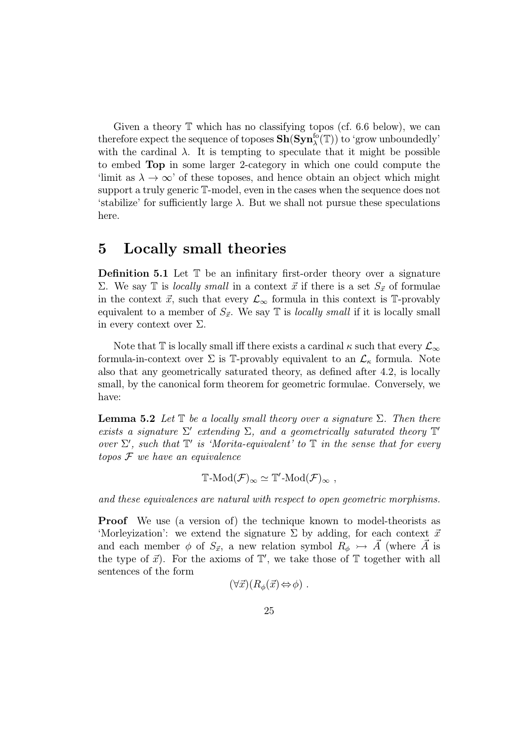Given a theory $\mathbb{T}$ which has no classifying topos (cf. 6.6 below), we can therefore expect the sequence of toposes $\mathbf{Sh}(\mathbf{Syn}^{\mathrm{fo}}_{\lambda}(\mathbb{T}))$ to 'grow unboundedly' with the cardinal $\lambda$. It is tempting to speculate that it might be possible to embed **Top** in some larger 2-category in which one could compute the 'limit as $\lambda \to \infty$' of these toposes, and hence obtain an object which might support a truly generic $\mathbb{T}$-model, even in the cases when the sequence does not 'stabilize' for sufficiently large $\lambda$. But we shall not pursue these speculations here.

# 5 Locally small theories

**Definition 5.1** Let $\mathbb{T}$ be an infinitary first-order theory over a signature $\Sigma$. We say $\mathbb{T}$ is *locally small* in a context $\vec{x}$ if there is a set $S_{\vec{x}}$ of formulae in the context $\vec{x}$, such that every $\mathcal{L}_{\infty}$ formula in this context is $\mathbb{T}$-provably equivalent to a member of $S_{\vec{x}}$. We say $\mathbb{T}$ is *locally small* if it is locally small in every context over $\Sigma$.

Note that $\mathbb{T}$ is locally small iff there exists a cardinal $\kappa$ such that every $\mathcal{L}_{\infty}$ formula-in-context over $\Sigma$ is $\mathbb{T}$-provably equivalent to an $\mathcal{L}_{\kappa}$ formula. Note also that any geometrically saturated theory, as defined after 4.2, is locally small, by the canonical form theorem for geometric formulae. Conversely, we have:

**Lemma 5.2** *Let $\mathbb{T}$ be a locally small theory over a signature $\Sigma$. Then there exists a signature $\Sigma'$ extending $\Sigma$, and a geometrically saturated theory $\mathbb{T}'$ over $\Sigma'$, such that $\mathbb{T}'$ is 'Morita-equivalent' to $\mathbb{T}$ in the sense that for every topos $\mathcal{F}$ we have an equivalence*

$$\mathbb{T}\text{-Mod}(\mathcal{F})_{\infty} \simeq \mathbb{T}'\text{-Mod}(\mathcal{F})_{\infty} \ ,$$

*and these equivalences are natural with respect to open geometric morphisms.*

**Proof** We use (a version of) the technique known to model-theorists as 'Morleyization': we extend the signature $\Sigma$ by adding, for each context $\vec{x}$ and each member $\phi$ of $S_{\vec{x}}$, a new relation symbol $R_{\phi} \rightarrowtail \vec{A}$ (where $\vec{A}$ is the type of $\vec{x}$). For the axioms of $\mathbb{T}'$, we take those of $\mathbb{T}$ together with all sentences of the form

$$(\forall \vec{x})(R_{\phi}(\vec{x}) \Leftrightarrow \phi) \ .$$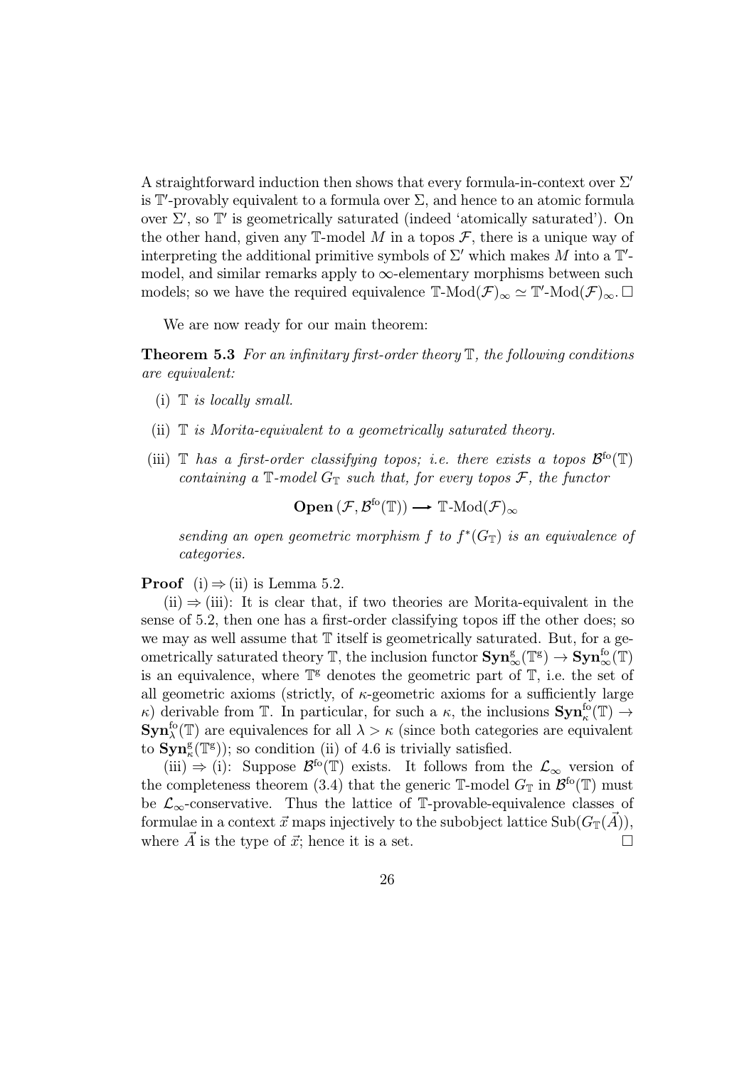A straightforward induction then shows that every formula-in-context over $\Sigma'$ is $\mathbb{T}'$-provably equivalent to a formula over $\Sigma$, and hence to an atomic formula over $\Sigma'$, so $\mathbb{T}'$ is geometrically saturated (indeed 'atomically saturated'). On the other hand, given any $\mathbb{T}$-model $M$ in a topos $\mathcal{F}$, there is a unique way of interpreting the additional primitive symbols of $\Sigma'$ which makes $M$ into a $\mathbb{T}'$-model, and similar remarks apply to $\infty$-elementary morphisms between such models; so we have the required equivalence $\mathbb{T}\text{-Mod}(\mathcal{F})_\infty \simeq \mathbb{T}'\text{-Mod}(\mathcal{F})_\infty$. □

We are now ready for our main theorem:

**Theorem 5.3** *For an infinitary first-order theory* $\mathbb{T}$*, the following conditions are equivalent:*

- (i) $\mathbb{T}$ *is locally small.*
- (ii) $\mathbb{T}$ *is Morita-equivalent to a geometrically saturated theory.*
- (iii) $\mathbb{T}$ *has a first-order classifying topos; i.e. there exists a topos* $\mathcal{B}^{\mathrm{fo}}(\mathbb{T})$ *containing a* $\mathbb{T}$*-model* $G_{\mathbb{T}}$ *such that, for every topos* $\mathcal{F}$*, the functor*

$$\mathbf{Open}\,(\mathcal{F}, \mathcal{B}^{\mathrm{fo}}(\mathbb{T})) \longrightarrow \mathbb{T}\text{-Mod}(\mathcal{F})_\infty$$

*sending an open geometric morphism* $f$ *to* $f^*(G_{\mathbb{T}})$ *is an equivalence of categories.*

**Proof** (i) $\Rightarrow$ (ii) is Lemma 5.2.

(ii) $\Rightarrow$ (iii): It is clear that, if two theories are Morita-equivalent in the sense of 5.2, then one has a first-order classifying topos iff the other does; so we may as well assume that $\mathbb{T}$ itself is geometrically saturated. But, for a geometrically saturated theory $\mathbb{T}$, the inclusion functor $\mathbf{Syn}^{\mathrm{g}}_\infty(\mathbb{T}^{\mathrm{g}}) \to \mathbf{Syn}^{\mathrm{fo}}_\infty(\mathbb{T})$ is an equivalence, where $\mathbb{T}^{\mathrm{g}}$ denotes the geometric part of $\mathbb{T}$, i.e. the set of all geometric axioms (strictly, of $\kappa$-geometric axioms for a sufficiently large $\kappa$) derivable from $\mathbb{T}$. In particular, for such a $\kappa$, the inclusions $\mathbf{Syn}^{\mathrm{fo}}_\kappa(\mathbb{T}) \to \mathbf{Syn}^{\mathrm{fo}}_\lambda(\mathbb{T})$ are equivalences for all $\lambda > \kappa$ (since both categories are equivalent to $\mathbf{Syn}^{\mathrm{g}}_\kappa(\mathbb{T}^{\mathrm{g}})$); so condition (ii) of 4.6 is trivially satisfied.

(iii) $\Rightarrow$ (i): Suppose $\mathcal{B}^{\mathrm{fo}}(\mathbb{T})$ exists. It follows from the $\mathcal{L}_\infty$ version of the completeness theorem (3.4) that the generic $\mathbb{T}$-model $G_{\mathbb{T}}$ in $\mathcal{B}^{\mathrm{fo}}(\mathbb{T})$ must be $\mathcal{L}_\infty$-conservative. Thus the lattice of $\mathbb{T}$-provable-equivalence classes of formulae in a context $\vec{x}$ maps injectively to the subobject lattice $\mathrm{Sub}(G_{\mathbb{T}}(\vec{A}))$, where $\vec{A}$ is the type of $\vec{x}$; hence it is a set. □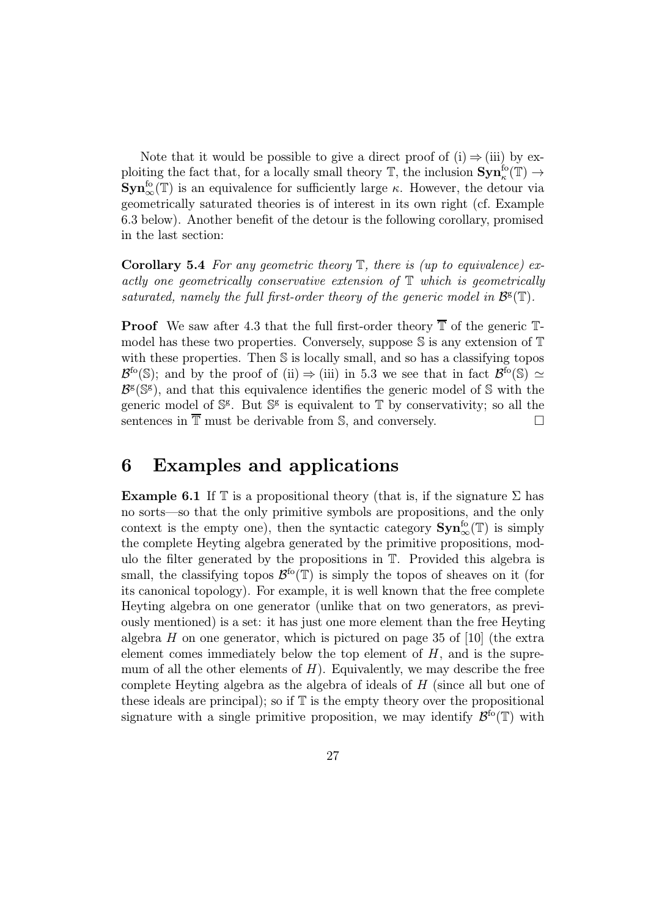Note that it would be possible to give a direct proof of (i) $\Rightarrow$ (iii) by exploiting the fact that, for a locally small theory $\mathbb{T}$, the inclusion $\mathbf{Syn}^{\mathrm{fo}}_{\kappa}(\mathbb{T}) \to \mathbf{Syn}^{\mathrm{fo}}_{\infty}(\mathbb{T})$ is an equivalence for sufficiently large $\kappa$. However, the detour via geometrically saturated theories is of interest in its own right (cf. Example 6.3 below). Another benefit of the detour is the following corollary, promised in the last section:

**Corollary 5.4** *For any geometric theory $\mathbb{T}$, there is (up to equivalence) exactly one geometrically conservative extension of $\mathbb{T}$ which is geometrically saturated, namely the full first-order theory of the generic model in $\mathcal{B}^{\mathrm{g}}(\mathbb{T})$.*

**Proof** We saw after 4.3 that the full first-order theory $\overline{\mathbb{T}}$ of the generic $\mathbb{T}$-model has these two properties. Conversely, suppose $\mathbb{S}$ is any extension of $\mathbb{T}$ with these properties. Then $\mathbb{S}$ is locally small, and so has a classifying topos $\mathcal{B}^{\mathrm{fo}}(\mathbb{S})$; and by the proof of (ii) $\Rightarrow$ (iii) in 5.3 we see that in fact $\mathcal{B}^{\mathrm{fo}}(\mathbb{S}) \simeq \mathcal{B}^{\mathrm{g}}(\mathbb{S}^{\mathrm{g}})$, and that this equivalence identifies the generic model of $\mathbb{S}$ with the generic model of $\mathbb{S}^{\mathrm{g}}$. But $\mathbb{S}^{\mathrm{g}}$ is equivalent to $\mathbb{T}$ by conservativity; so all the sentences in $\overline{\mathbb{T}}$ must be derivable from $\mathbb{S}$, and conversely. $\square$

# 6 Examples and applications

**Example 6.1** If $\mathbb{T}$ is a propositional theory (that is, if the signature $\Sigma$ has no sorts—so that the only primitive symbols are propositions, and the only context is the empty one), then the syntactic category $\mathbf{Syn}^{\mathrm{fo}}_{\infty}(\mathbb{T})$ is simply the complete Heyting algebra generated by the primitive propositions, modulo the filter generated by the propositions in $\mathbb{T}$. Provided this algebra is small, the classifying topos $\mathcal{B}^{\mathrm{fo}}(\mathbb{T})$ is simply the topos of sheaves on it (for its canonical topology). For example, it is well known that the free complete Heyting algebra on one generator (unlike that on two generators, as previously mentioned) is a set: it has just one more element than the free Heyting algebra $H$ on one generator, which is pictured on page 35 of [10] (the extra element comes immediately below the top element of $H$, and is the supremum of all the other elements of $H$). Equivalently, we may describe the free complete Heyting algebra as the algebra of ideals of $H$ (since all but one of these ideals are principal); so if $\mathbb{T}$ is the empty theory over the propositional signature with a single primitive proposition, we may identify $\mathcal{B}^{\mathrm{fo}}(\mathbb{T})$ with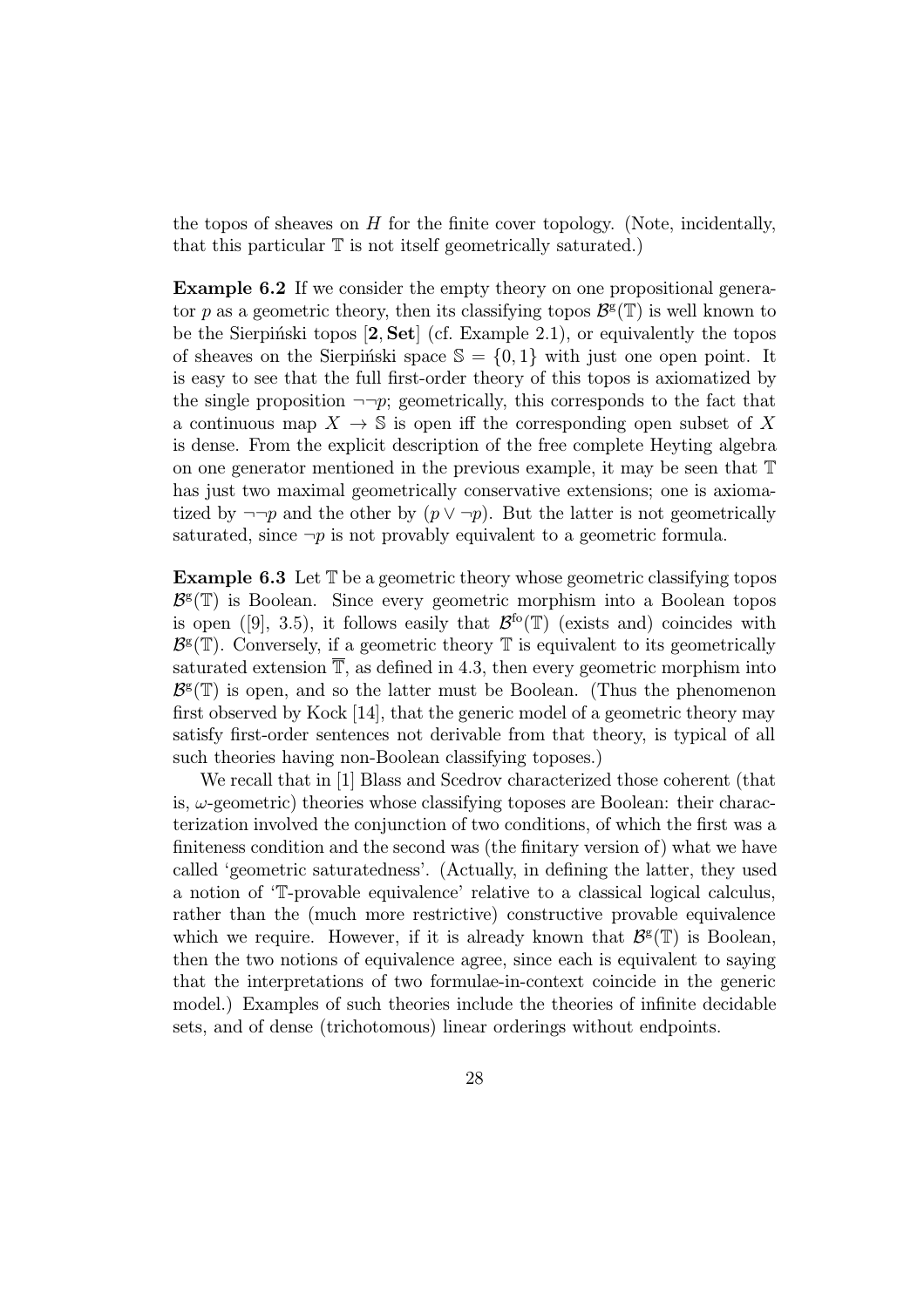the topos of sheaves on $H$ for the finite cover topology. (Note, incidentally, that this particular $\mathbb{T}$ is not itself geometrically saturated.)

**Example 6.2** If we consider the empty theory on one propositional generator $p$ as a geometric theory, then its classifying topos $\mathcal{B}^{\mathrm{g}}(\mathbb{T})$ is well known to be the Sierpiński topos $[\mathbf{2}, \mathbf{Set}]$ (cf. Example 2.1), or equivalently the topos of sheaves on the Sierpiński space $\mathbb{S} = \{0, 1\}$ with just one open point. It is easy to see that the full first-order theory of this topos is axiomatized by the single proposition $\neg\neg p$; geometrically, this corresponds to the fact that a continuous map $X \to \mathbb{S}$ is open iff the corresponding open subset of $X$ is dense. From the explicit description of the free complete Heyting algebra on one generator mentioned in the previous example, it may be seen that $\mathbb{T}$ has just two maximal geometrically conservative extensions; one is axiomatized by $\neg\neg p$ and the other by $(p \vee \neg p)$. But the latter is not geometrically saturated, since $\neg p$ is not provably equivalent to a geometric formula.

**Example 6.3** Let $\mathbb{T}$ be a geometric theory whose geometric classifying topos $\mathcal{B}^{\mathrm{g}}(\mathbb{T})$ is Boolean. Since every geometric morphism into a Boolean topos is open ([9], 3.5), it follows easily that $\mathcal{B}^{\mathrm{fo}}(\mathbb{T})$ (exists and) coincides with $\mathcal{B}^{\mathrm{g}}(\mathbb{T})$. Conversely, if a geometric theory $\mathbb{T}$ is equivalent to its geometrically saturated extension $\overline{\mathbb{T}}$, as defined in 4.3, then every geometric morphism into $\mathcal{B}^{\mathrm{g}}(\mathbb{T})$ is open, and so the latter must be Boolean. (Thus the phenomenon first observed by Kock [14], that the generic model of a geometric theory may satisfy first-order sentences not derivable from that theory, is typical of all such theories having non-Boolean classifying toposes.)

We recall that in [1] Blass and Scedrov characterized those coherent (that is, $\omega$-geometric) theories whose classifying toposes are Boolean: their characterization involved the conjunction of two conditions, of which the first was a finiteness condition and the second was (the finitary version of) what we have called 'geometric saturatedness'. (Actually, in defining the latter, they used a notion of '$\mathbb{T}$-provable equivalence' relative to a classical logical calculus, rather than the (much more restrictive) constructive provable equivalence which we require. However, if it is already known that $\mathcal{B}^{\mathrm{g}}(\mathbb{T})$ is Boolean, then the two notions of equivalence agree, since each is equivalent to saying that the interpretations of two formulae-in-context coincide in the generic model.) Examples of such theories include the theories of infinite decidable sets, and of dense (trichotomous) linear orderings without endpoints.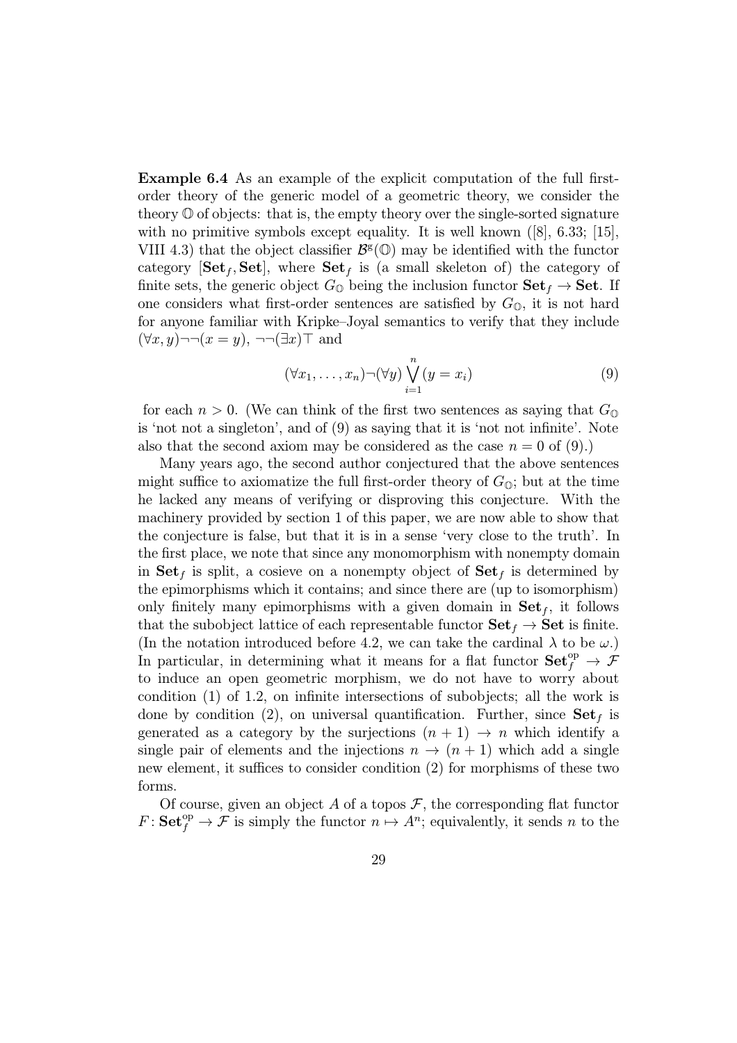**Example 6.4** As an example of the explicit computation of the full first-order theory of the generic model of a geometric theory, we consider the theory $\mathbb{O}$ of objects: that is, the empty theory over the single-sorted signature with no primitive symbols except equality. It is well known ([8], 6.33; [15], VIII 4.3) that the object classifier $\mathcal{B}^{\mathrm{g}}(\mathbb{O})$ may be identified with the functor category $[\mathbf{Set}_f, \mathbf{Set}]$, where $\mathbf{Set}_f$ is (a small skeleton of) the category of finite sets, the generic object $G_{\mathbb{O}}$ being the inclusion functor $\mathbf{Set}_f \to \mathbf{Set}$. If one considers what first-order sentences are satisfied by $G_{\mathbb{O}}$, it is not hard for anyone familiar with Kripke–Joyal semantics to verify that they include $(\forall x, y)\neg\neg(x = y)$, $\neg\neg(\exists x)\top$ and

$$(\forall x_1, \ldots, x_n)\neg(\forall y)\bigvee_{i=1}^{n}(y = x_i) \tag{9}$$

for each $n > 0$. (We can think of the first two sentences as saying that $G_{\mathbb{O}}$ is 'not not a singleton', and of (9) as saying that it is 'not not infinite'. Note also that the second axiom may be considered as the case $n = 0$ of (9).)

Many years ago, the second author conjectured that the above sentences might suffice to axiomatize the full first-order theory of $G_{\mathbb{O}}$; but at the time he lacked any means of verifying or disproving this conjecture. With the machinery provided by section 1 of this paper, we are now able to show that the conjecture is false, but that it is in a sense 'very close to the truth'. In the first place, we note that since any monomorphism with nonempty domain in $\mathbf{Set}_f$ is split, a cosieve on a nonempty object of $\mathbf{Set}_f$ is determined by the epimorphisms which it contains; and since there are (up to isomorphism) only finitely many epimorphisms with a given domain in $\mathbf{Set}_f$, it follows that the subobject lattice of each representable functor $\mathbf{Set}_f \to \mathbf{Set}$ is finite. (In the notation introduced before 4.2, we can take the cardinal $\lambda$ to be $\omega$.) In particular, in determining what it means for a flat functor $\mathbf{Set}_f^{\mathrm{op}} \to \mathcal{F}$ to induce an open geometric morphism, we do not have to worry about condition (1) of 1.2, on infinite intersections of subobjects; all the work is done by condition (2), on universal quantification. Further, since $\mathbf{Set}_f$ is generated as a category by the surjections $(n + 1) \to n$ which identify a single pair of elements and the injections $n \to (n + 1)$ which add a single new element, it suffices to consider condition (2) for morphisms of these two forms.

Of course, given an object $A$ of a topos $\mathcal{F}$, the corresponding flat functor $F : \mathbf{Set}_f^{\mathrm{op}} \to \mathcal{F}$ is simply the functor $n \mapsto A^n$; equivalently, it sends $n$ to the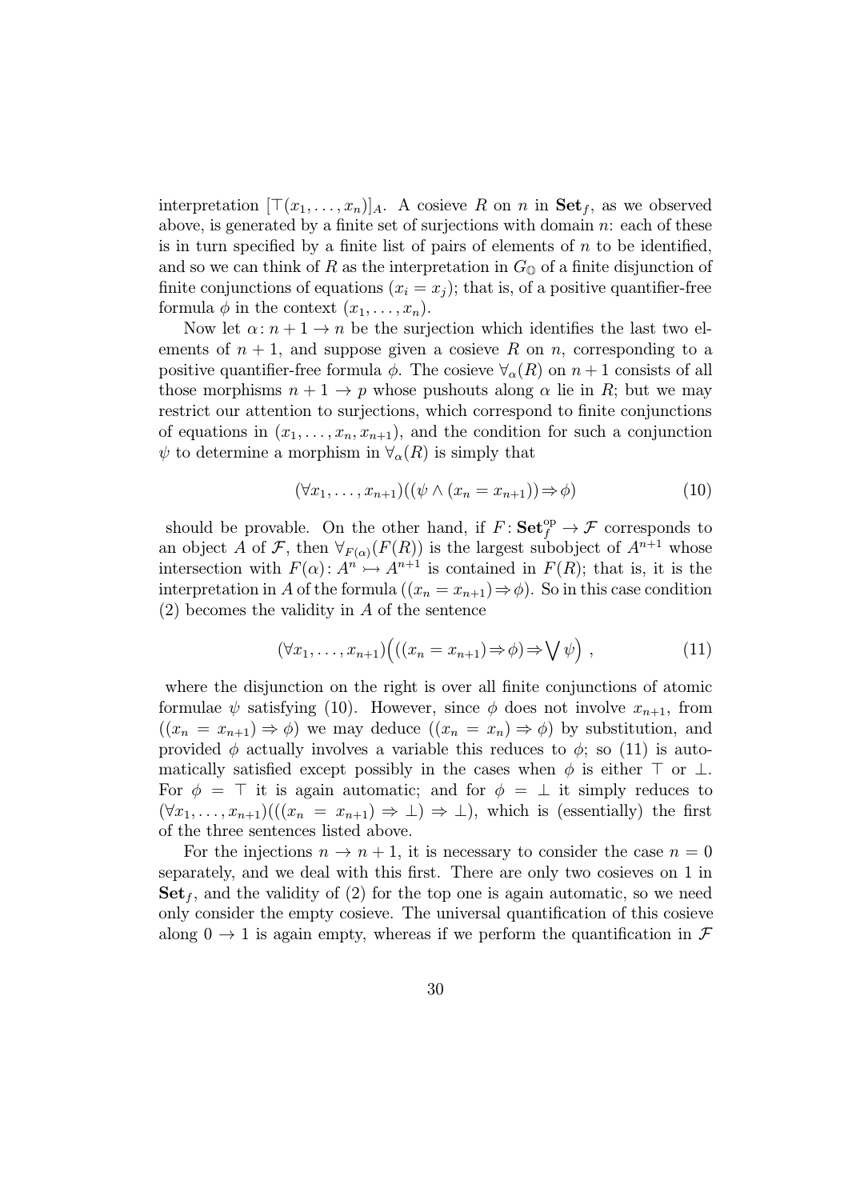interpretation $[\top(x_1, \ldots, x_n)]_A$. A cosieve $R$ on $n$ in $\mathbf{Set}_f$, as we observed above, is generated by a finite set of surjections with domain $n$: each of these is in turn specified by a finite list of pairs of elements of $n$ to be identified, and so we can think of $R$ as the interpretation in $G_{\mathbb{O}}$ of a finite disjunction of finite conjunctions of equations $(x_i = x_j)$; that is, of a positive quantifier-free formula $\phi$ in the context $(x_1, \ldots, x_n)$.

Now let $\alpha \colon n+1 \to n$ be the surjection which identifies the last two elements of $n+1$, and suppose given a cosieve $R$ on $n$, corresponding to a positive quantifier-free formula $\phi$. The cosieve $\forall_\alpha(R)$ on $n+1$ consists of all those morphisms $n+1 \to p$ whose pushouts along $\alpha$ lie in $R$; but we may restrict our attention to surjections, which correspond to finite conjunctions of equations in $(x_1, \ldots, x_n, x_{n+1})$, and the condition for such a conjunction $\psi$ to determine a morphism in $\forall_\alpha(R)$ is simply that

$$(\forall x_1, \ldots, x_{n+1})((\psi \wedge (x_n = x_{n+1})) \Rightarrow \phi) \tag{10}$$

should be provable. On the other hand, if $F \colon \mathbf{Set}_f^{\mathrm{op}} \to \mathcal{F}$ corresponds to an object $A$ of $\mathcal{F}$, then $\forall_{F(\alpha)}(F(R))$ is the largest subobject of $A^{n+1}$ whose intersection with $F(\alpha) \colon A^n \rightarrowtail A^{n+1}$ is contained in $F(R)$; that is, it is the interpretation in $A$ of the formula $((x_n = x_{n+1}) \Rightarrow \phi)$. So in this case condition (2) becomes the validity in $A$ of the sentence

$$(\forall x_1, \ldots, x_{n+1})\Big(((x_n = x_{n+1}) \Rightarrow \phi) \Rightarrow \bigvee \psi\Big) \ , \tag{11}$$

where the disjunction on the right is over all finite conjunctions of atomic formulae $\psi$ satisfying (10). However, since $\phi$ does not involve $x_{n+1}$, from $((x_n = x_{n+1}) \Rightarrow \phi)$ we may deduce $((x_n = x_n) \Rightarrow \phi)$ by substitution, and provided $\phi$ actually involves a variable this reduces to $\phi$; so (11) is automatically satisfied except possibly in the cases when $\phi$ is either $\top$ or $\bot$. For $\phi = \top$ it is again automatic; and for $\phi = \bot$ it simply reduces to $(\forall x_1, \ldots, x_{n+1})(((x_n = x_{n+1}) \Rightarrow \bot) \Rightarrow \bot)$, which is (essentially) the first of the three sentences listed above.

For the injections $n \to n+1$, it is necessary to consider the case $n = 0$ separately, and we deal with this first. There are only two cosieves on 1 in $\mathbf{Set}_f$, and the validity of (2) for the top one is again automatic, so we need only consider the empty cosieve. The universal quantification of this cosieve along $0 \to 1$ is again empty, whereas if we perform the quantification in $\mathcal{F}$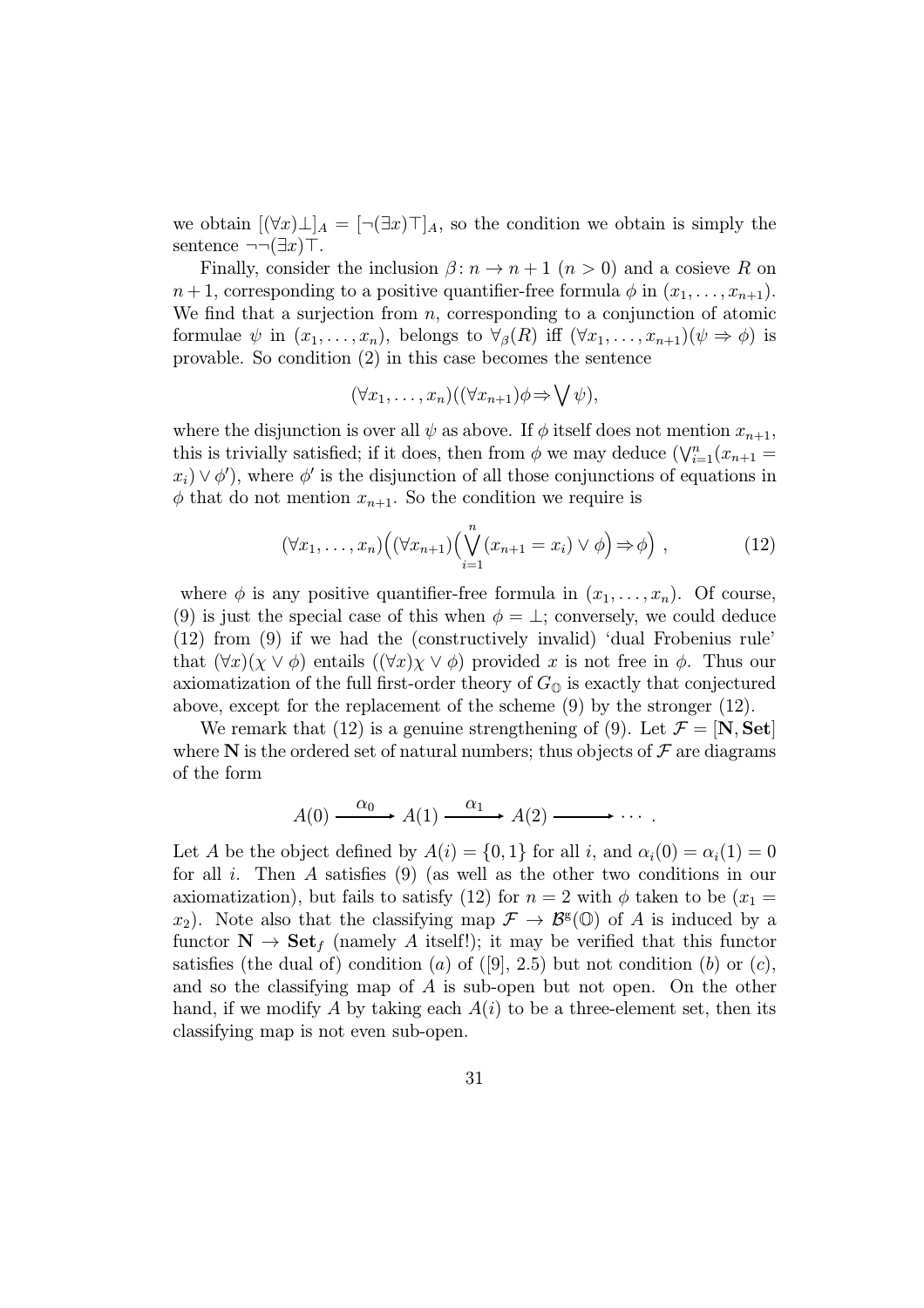we obtain $[(\forall x)\bot]_A = [\neg(\exists x)\top]_A$, so the condition we obtain is simply the sentence $\neg\neg(\exists x)\top$.

Finally, consider the inclusion $\beta\colon n \to n+1$ $(n > 0)$ and a cosieve $R$ on $n+1$, corresponding to a positive quantifier-free formula $\phi$ in $(x_1, \ldots, x_{n+1})$. We find that a surjection from $n$, corresponding to a conjunction of atomic formulae $\psi$ in $(x_1, \ldots, x_n)$, belongs to $\forall_\beta(R)$ iff $(\forall x_1, \ldots, x_{n+1})(\psi \Rightarrow \phi)$ is provable. So condition (2) in this case becomes the sentence

$$(\forall x_1, \ldots, x_n)((\forall x_{n+1})\phi \Rightarrow \bigvee \psi),$$

where the disjunction is over all $\psi$ as above. If $\phi$ itself does not mention $x_{n+1}$, this is trivially satisfied; if it does, then from $\phi$ we may deduce $(\bigvee_{i=1}^n (x_{n+1} = x_i) \vee \phi')$, where $\phi'$ is the disjunction of all those conjunctions of equations in $\phi$ that do not mention $x_{n+1}$. So the condition we require is

$$(\forall x_1, \ldots, x_n)\Big((\forall x_{n+1})\Big(\bigvee_{i=1}^n (x_{n+1} = x_i) \vee \phi\Big) \Rightarrow \phi\Big)\ , \tag{12}$$

where $\phi$ is any positive quantifier-free formula in $(x_1, \ldots, x_n)$. Of course, (9) is just the special case of this when $\phi = \bot$; conversely, we could deduce (12) from (9) if we had the (constructively invalid) 'dual Frobenius rule' that $(\forall x)(\chi \vee \phi)$ entails $((\forall x)\chi \vee \phi)$ provided $x$ is not free in $\phi$. Thus our axiomatization of the full first-order theory of $G_{\mathbb{O}}$ is exactly that conjectured above, except for the replacement of the scheme (9) by the stronger (12).

We remark that (12) is a genuine strengthening of (9). Let $\mathcal{F} = [\mathbf{N}, \mathbf{Set}]$ where $\mathbf{N}$ is the ordered set of natural numbers; thus objects of $\mathcal{F}$ are diagrams of the form

$$A(0) \xrightarrow{\ \alpha_0\ } A(1) \xrightarrow{\ \alpha_1\ } A(2) \xrightarrow{\qquad} \cdots\ .$$

Let $A$ be the object defined by $A(i) = \{0, 1\}$ for all $i$, and $\alpha_i(0) = \alpha_i(1) = 0$ for all $i$. Then $A$ satisfies (9) (as well as the other two conditions in our axiomatization), but fails to satisfy (12) for $n = 2$ with $\phi$ taken to be $(x_1 = x_2)$. Note also that the classifying map $\mathcal{F} \to \mathcal{B}^{\mathrm{g}}(\mathbb{O})$ of $A$ is induced by a functor $\mathbf{N} \to \mathbf{Set}_f$ (namely $A$ itself!); it may be verified that this functor satisfies (the dual of) condition ($a$) of ([9], 2.5) but not condition ($b$) or ($c$), and so the classifying map of $A$ is sub-open but not open. On the other hand, if we modify $A$ by taking each $A(i)$ to be a three-element set, then its classifying map is not even sub-open.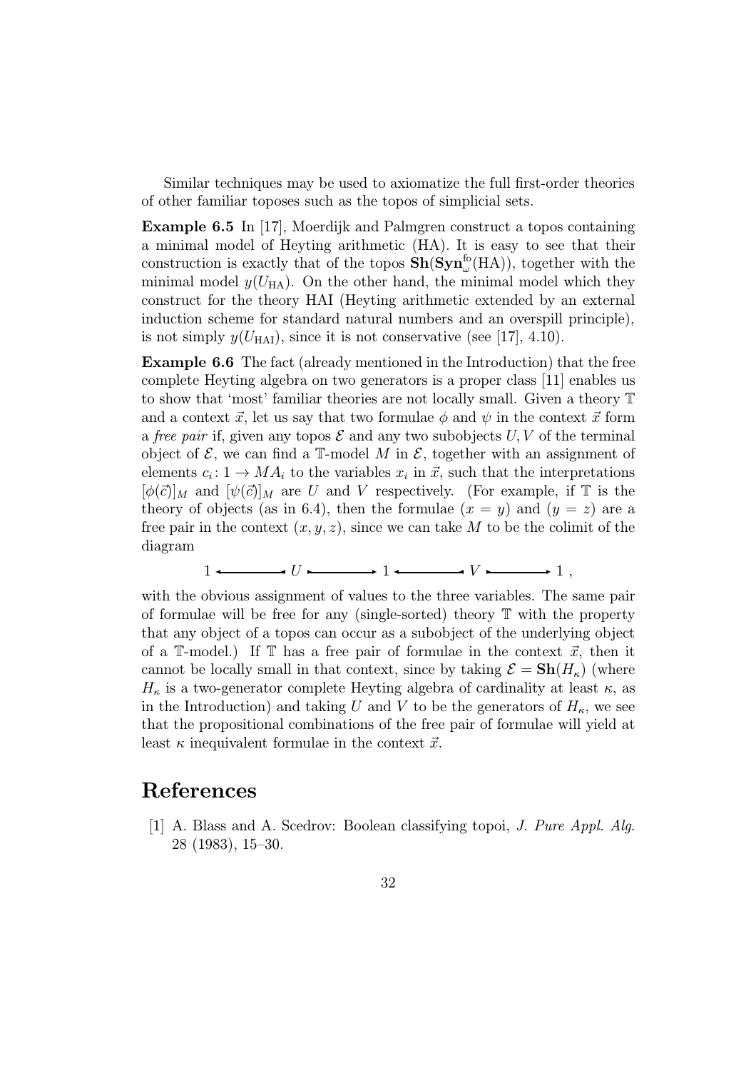Similar techniques may be used to axiomatize the full first-order theories of other familiar toposes such as the topos of simplicial sets.

**Example 6.5** In [17], Moerdijk and Palmgren construct a topos containing a minimal model of Heyting arithmetic (HA). It is easy to see that their construction is exactly that of the topos $\mathbf{Sh}(\mathbf{Syn}_\omega^{\text{fo}}(\text{HA}))$, together with the minimal model $y(U_{\text{HA}})$. On the other hand, the minimal model which they construct for the theory HAI (Heyting arithmetic extended by an external induction scheme for standard natural numbers and an overspill principle), is not simply $y(U_{\text{HAI}})$, since it is not conservative (see [17], 4.10).

**Example 6.6** The fact (already mentioned in the Introduction) that the free complete Heyting algebra on two generators is a proper class [11] enables us to show that 'most' familiar theories are not locally small. Given a theory $\mathbb{T}$ and a context $\vec{x}$, let us say that two formulae $\phi$ and $\psi$ in the context $\vec{x}$ form a *free pair* if, given any topos $\mathcal{E}$ and any two subobjects $U, V$ of the terminal object of $\mathcal{E}$, we can find a $\mathbb{T}$-model $M$ in $\mathcal{E}$, together with an assignment of elements $c_i \colon 1 \to MA_i$ to the variables $x_i$ in $\vec{x}$, such that the interpretations $[\phi(\vec{c})]_M$ and $[\psi(\vec{c})]_M$ are $U$ and $V$ respectively. (For example, if $\mathbb{T}$ is the theory of objects (as in 6.4), then the formulae $(x = y)$ and $(y = z)$ are a free pair in the context $(x, y, z)$, since we can take $M$ to be the colimit of the diagram

$$1 \longleftarrow U \rightarrowtail 1 \longleftarrow V \rightarrowtail 1 \;,$$

with the obvious assignment of values to the three variables. The same pair of formulae will be free for any (single-sorted) theory $\mathbb{T}$ with the property that any object of a topos can occur as a subobject of the underlying object of a $\mathbb{T}$-model.) If $\mathbb{T}$ has a free pair of formulae in the context $\vec{x}$, then it cannot be locally small in that context, since by taking $\mathcal{E} = \mathbf{Sh}(H_\kappa)$ (where $H_\kappa$ is a two-generator complete Heyting algebra of cardinality at least $\kappa$, as in the Introduction) and taking $U$ and $V$ to be the generators of $H_\kappa$, we see that the propositional combinations of the free pair of formulae will yield at least $\kappa$ inequivalent formulae in the context $\vec{x}$.

## References

[1] A. Blass and A. Scedrov: Boolean classifying topoi, *J. Pure Appl. Alg.* 28 (1983), 15–30.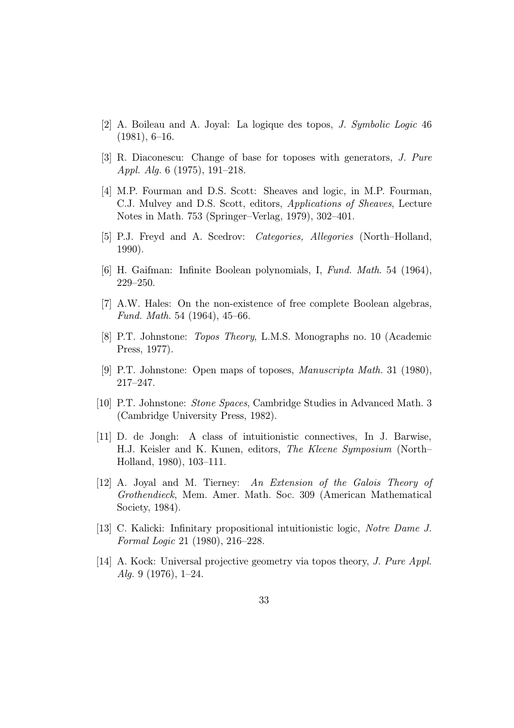[2] A. Boileau and A. Joyal: La logique des topos, *J. Symbolic Logic* 46 (1981), 6–16.

[3] R. Diaconescu: Change of base for toposes with generators, *J. Pure Appl. Alg.* 6 (1975), 191–218.

[4] M.P. Fourman and D.S. Scott: Sheaves and logic, in M.P. Fourman, C.J. Mulvey and D.S. Scott, editors, *Applications of Sheaves*, Lecture Notes in Math. 753 (Springer–Verlag, 1979), 302–401.

[5] P.J. Freyd and A. Scedrov: *Categories, Allegories* (North–Holland, 1990).

[6] H. Gaifman: Infinite Boolean polynomials, I, *Fund. Math.* 54 (1964), 229–250.

[7] A.W. Hales: On the non-existence of free complete Boolean algebras, *Fund. Math.* 54 (1964), 45–66.

[8] P.T. Johnstone: *Topos Theory*, L.M.S. Monographs no. 10 (Academic Press, 1977).

[9] P.T. Johnstone: Open maps of toposes, *Manuscripta Math.* 31 (1980), 217–247.

[10] P.T. Johnstone: *Stone Spaces*, Cambridge Studies in Advanced Math. 3 (Cambridge University Press, 1982).

[11] D. de Jongh: A class of intuitionistic connectives, In J. Barwise, H.J. Keisler and K. Kunen, editors, *The Kleene Symposium* (North–Holland, 1980), 103–111.

[12] A. Joyal and M. Tierney: *An Extension of the Galois Theory of Grothendieck*, Mem. Amer. Math. Soc. 309 (American Mathematical Society, 1984).

[13] C. Kalicki: Infinitary propositional intuitionistic logic, *Notre Dame J. Formal Logic* 21 (1980), 216–228.

[14] A. Kock: Universal projective geometry via topos theory, *J. Pure Appl. Alg.* 9 (1976), 1–24.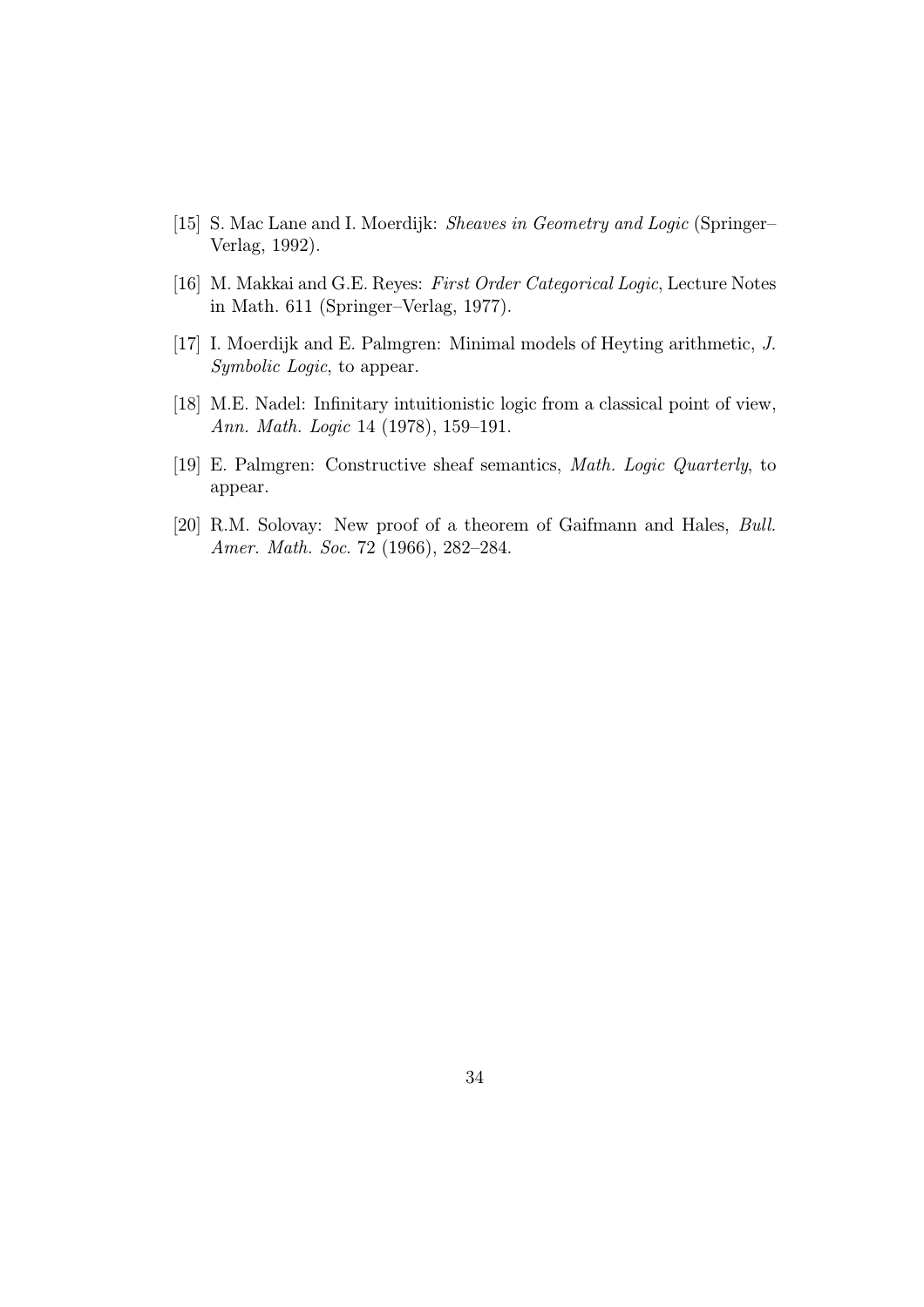[15] S. Mac Lane and I. Moerdijk: *Sheaves in Geometry and Logic* (Springer–Verlag, 1992).

[16] M. Makkai and G.E. Reyes: *First Order Categorical Logic*, Lecture Notes in Math. 611 (Springer–Verlag, 1977).

[17] I. Moerdijk and E. Palmgren: Minimal models of Heyting arithmetic, *J. Symbolic Logic*, to appear.

[18] M.E. Nadel: Infinitary intuitionistic logic from a classical point of view, *Ann. Math. Logic* 14 (1978), 159–191.

[19] E. Palmgren: Constructive sheaf semantics, *Math. Logic Quarterly*, to appear.

[20] R.M. Solovay: New proof of a theorem of Gaifmann and Hales, *Bull. Amer. Math. Soc.* 72 (1966), 282–284.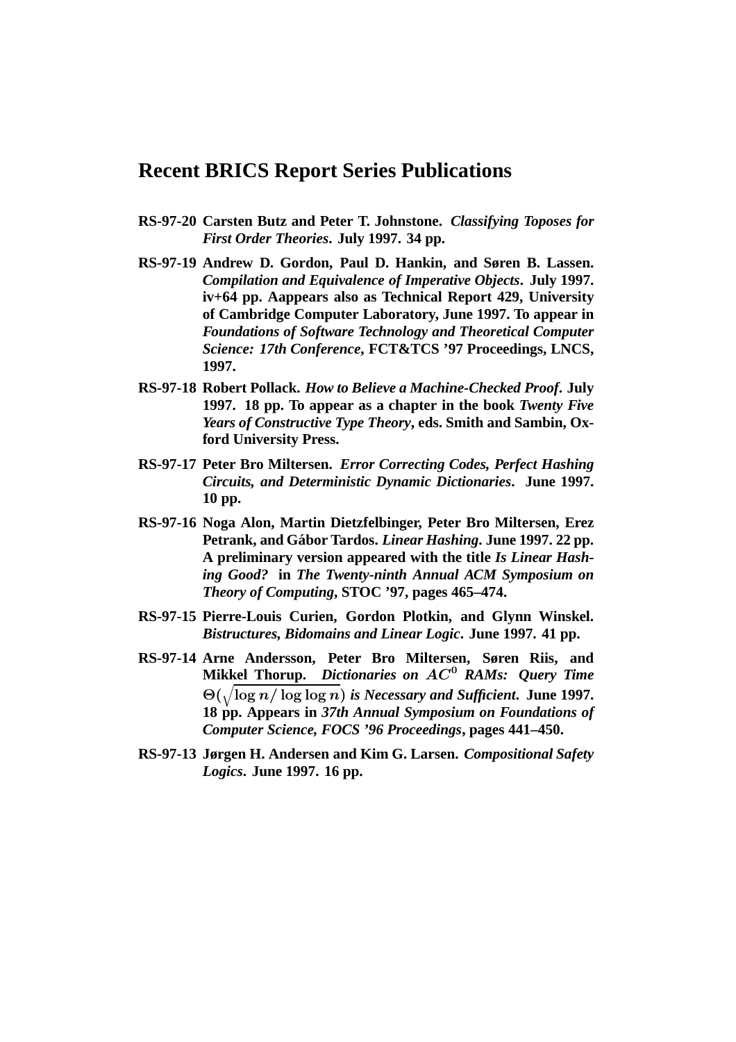## Recent BRICS Report Series Publications

**RS-97-20 Carsten Butz and Peter T. Johnstone.** ***Classifying Toposes for First Order Theories*****. July 1997. 34 pp.**

**RS-97-19 Andrew D. Gordon, Paul D. Hankin, and Søren B. Lassen.** ***Compilation and Equivalence of Imperative Objects*****. July 1997. iv+64 pp. Aappears also as Technical Report 429, University of Cambridge Computer Laboratory, June 1997. To appear in** ***Foundations of Software Technology and Theoretical Computer Science: 17th Conference*****, FCT&TCS '97 Proceedings, LNCS, 1997.**

**RS-97-18 Robert Pollack.** ***How to Believe a Machine-Checked Proof*****. July 1997. 18 pp. To appear as a chapter in the book** ***Twenty Five Years of Constructive Type Theory*****, eds. Smith and Sambin, Oxford University Press.**

**RS-97-17 Peter Bro Miltersen.** ***Error Correcting Codes, Perfect Hashing Circuits, and Deterministic Dynamic Dictionaries*****. June 1997. 10 pp.**

**RS-97-16 Noga Alon, Martin Dietzfelbinger, Peter Bro Miltersen, Erez Petrank, and Gábor Tardos.** ***Linear Hashing*****. June 1997. 22 pp. A preliminary version appeared with the title** ***Is Linear Hashing Good?*** **in** ***The Twenty-ninth Annual ACM Symposium on Theory of Computing*****, STOC '97, pages 465–474.**

**RS-97-15 Pierre-Louis Curien, Gordon Plotkin, and Glynn Winskel.** ***Bistructures, Bidomains and Linear Logic*****. June 1997. 41 pp.**

**RS-97-14 Arne Andersson, Peter Bro Miltersen, Søren Riis, and Mikkel Thorup.** ***Dictionaries on*** $AC^0$ ***RAMs: Query Time*** $\Theta(\sqrt{\log n / \log \log n})$ ***is Necessary and Sufficient*****. June 1997. 18 pp. Appears in** ***37th Annual Symposium on Foundations of Computer Science, FOCS '96 Proceedings*****, pages 441–450.**

**RS-97-13 Jørgen H. Andersen and Kim G. Larsen.** ***Compositional Safety Logics*****. June 1997. 16 pp.**